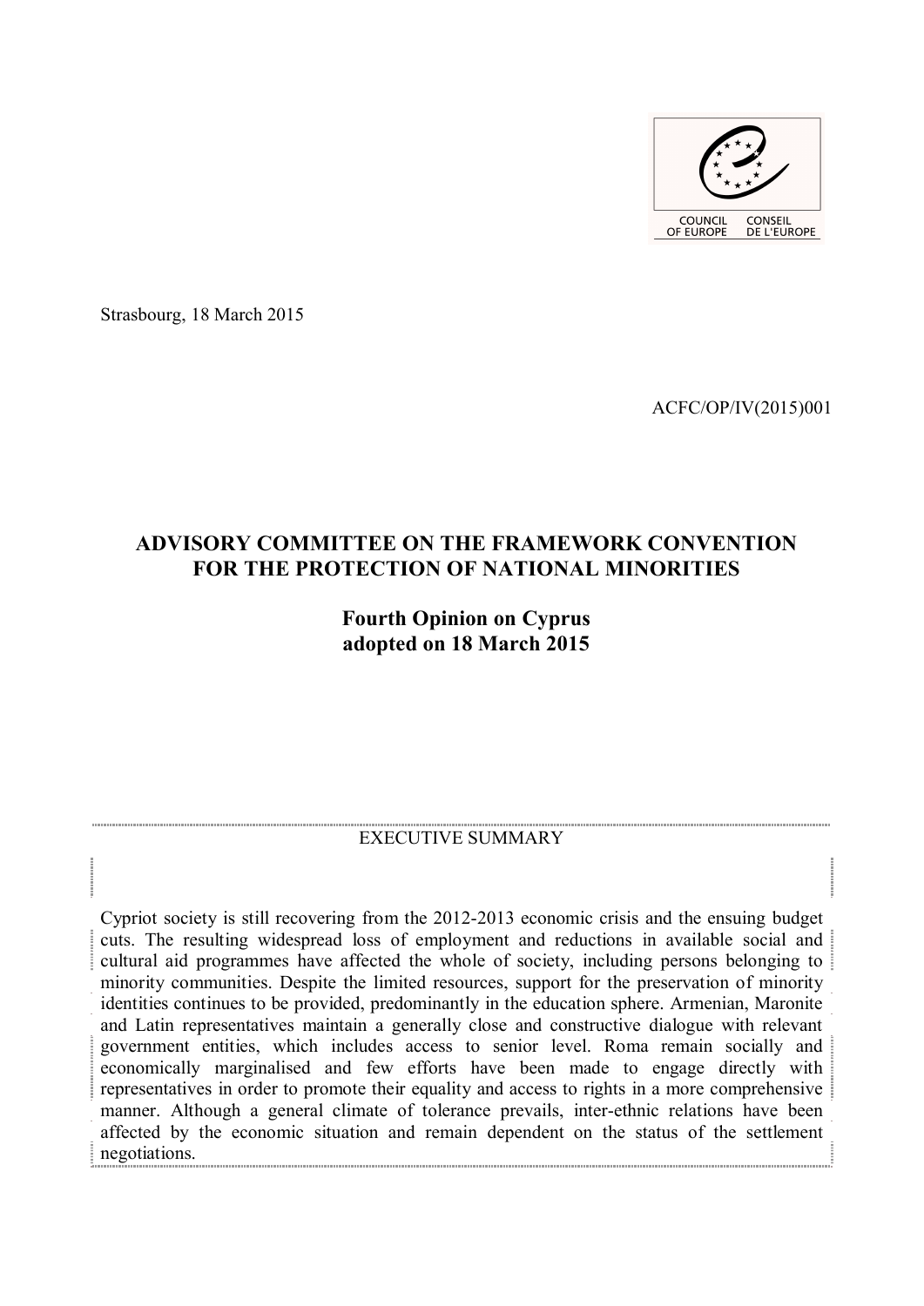COUNCIL OF EUROPE / CONSEIL DE L'EUROPE

Strasbourg, 18 March 2015

ACFC/OP/IV(2015)001

# ADVISORY COMMITTEE ON THE FRAMEWORK CONVENTION FOR THE PROTECTION OF NATIONAL MINORITIES

## Fourth Opinion on Cyprus adopted on 18 March 2015

### EXECUTIVE SUMMARY

Cypriot society is still recovering from the 2012-2013 economic crisis and the ensuing budget cuts. The resulting widespread loss of employment and reductions in available social and cultural aid programmes have affected the whole of society, including persons belonging to minority communities. Despite the limited resources, support for the preservation of minority identities continues to be provided, predominantly in the education sphere. Armenian, Maronite and Latin representatives maintain a generally close and constructive dialogue with relevant government entities, which includes access to senior level. Roma remain socially and economically marginalised and few efforts have been made to engage directly with representatives in order to promote their equality and access to rights in a more comprehensive manner. Although a general climate of tolerance prevails, inter-ethnic relations have been affected by the economic situation and remain dependent on the status of the settlement negotiations.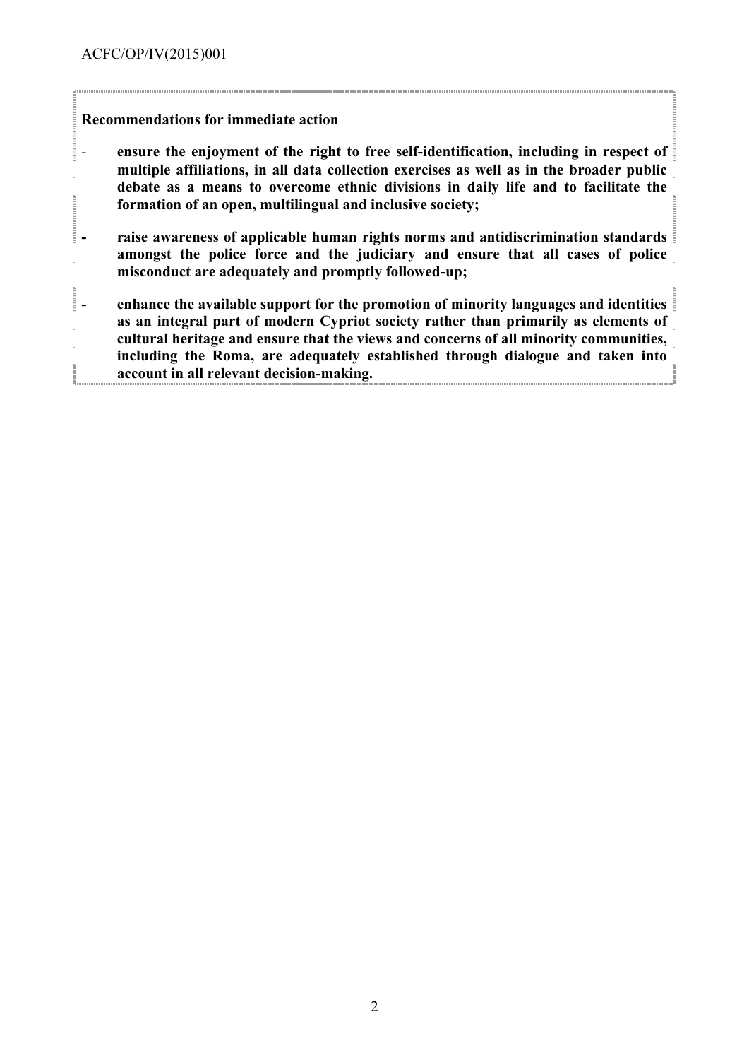**Recommendations for immediate action**

- **ensure the enjoyment of the right to free self-identification, including in respect of multiple affiliations, in all data collection exercises as well as in the broader public debate as a means to overcome ethnic divisions in daily life and to facilitate the formation of an open, multilingual and inclusive society;**

- **raise awareness of applicable human rights norms and antidiscrimination standards amongst the police force and the judiciary and ensure that all cases of police misconduct are adequately and promptly followed-up;**

- **enhance the available support for the promotion of minority languages and identities as an integral part of modern Cypriot society rather than primarily as elements of cultural heritage and ensure that the views and concerns of all minority communities, including the Roma, are adequately established through dialogue and taken into account in all relevant decision-making.**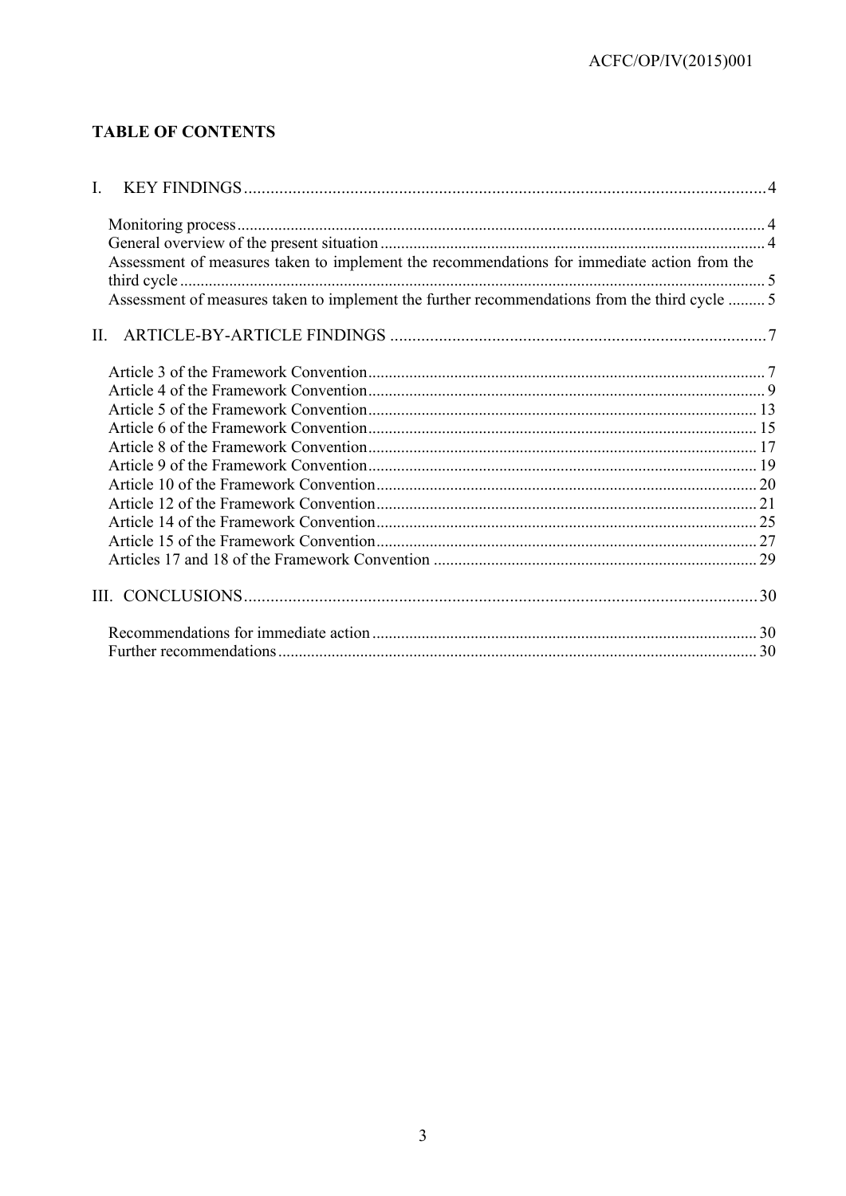**TABLE OF CONTENTS**

I. KEY FINDINGS ..... 4

- Monitoring process ..... 4
- General overview of the present situation ..... 4
- Assessment of measures taken to implement the recommendations for immediate action from the third cycle ..... 5
- Assessment of measures taken to implement the further recommendations from the third cycle ..... 5

II. ARTICLE-BY-ARTICLE FINDINGS ..... 7

- Article 3 of the Framework Convention ..... 7
- Article 4 of the Framework Convention ..... 9
- Article 5 of the Framework Convention ..... 13
- Article 6 of the Framework Convention ..... 15
- Article 8 of the Framework Convention ..... 17
- Article 9 of the Framework Convention ..... 19
- Article 10 of the Framework Convention ..... 20
- Article 12 of the Framework Convention ..... 21
- Article 14 of the Framework Convention ..... 25
- Article 15 of the Framework Convention ..... 27
- Articles 17 and 18 of the Framework Convention ..... 29

III. CONCLUSIONS ..... 30

- Recommendations for immediate action ..... 30
- Further recommendations ..... 30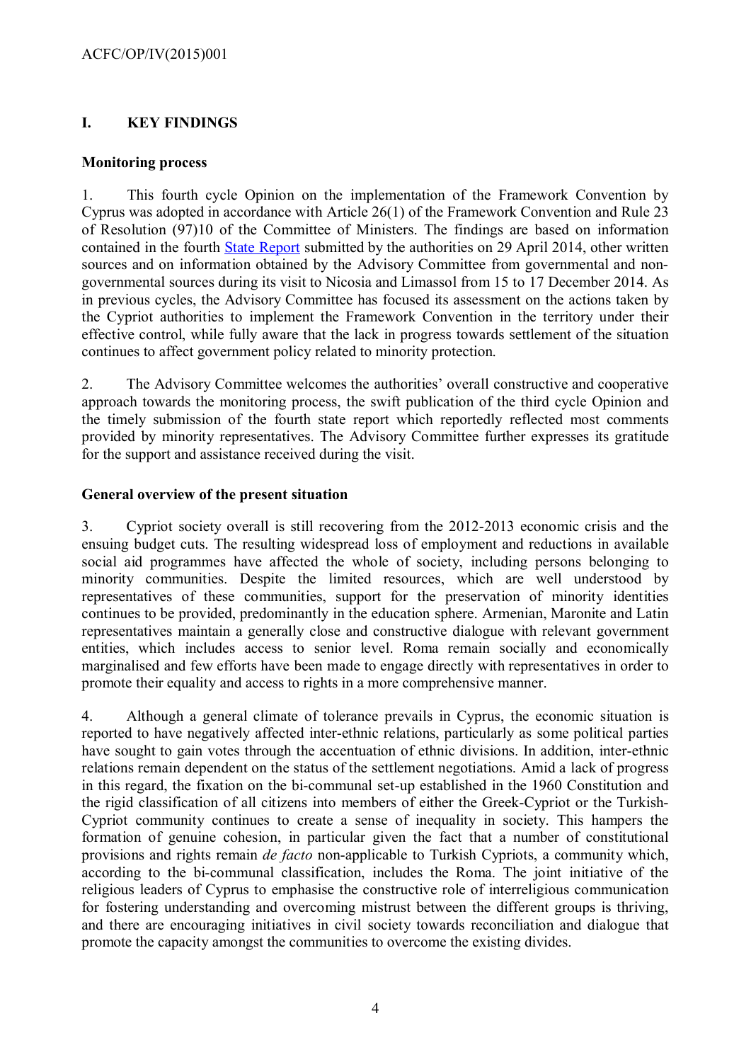## I. KEY FINDINGS

### Monitoring process

1. This fourth cycle Opinion on the implementation of the Framework Convention by Cyprus was adopted in accordance with Article 26(1) of the Framework Convention and Rule 23 of Resolution (97)10 of the Committee of Ministers. The findings are based on information contained in the fourth State Report submitted by the authorities on 29 April 2014, other written sources and on information obtained by the Advisory Committee from governmental and non-governmental sources during its visit to Nicosia and Limassol from 15 to 17 December 2014. As in previous cycles, the Advisory Committee has focused its assessment on the actions taken by the Cypriot authorities to implement the Framework Convention in the territory under their effective control, while fully aware that the lack in progress towards settlement of the situation continues to affect government policy related to minority protection.

2. The Advisory Committee welcomes the authorities' overall constructive and cooperative approach towards the monitoring process, the swift publication of the third cycle Opinion and the timely submission of the fourth state report which reportedly reflected most comments provided by minority representatives. The Advisory Committee further expresses its gratitude for the support and assistance received during the visit.

### General overview of the present situation

3. Cypriot society overall is still recovering from the 2012-2013 economic crisis and the ensuing budget cuts. The resulting widespread loss of employment and reductions in available social aid programmes have affected the whole of society, including persons belonging to minority communities. Despite the limited resources, which are well understood by representatives of these communities, support for the preservation of minority identities continues to be provided, predominantly in the education sphere. Armenian, Maronite and Latin representatives maintain a generally close and constructive dialogue with relevant government entities, which includes access to senior level. Roma remain socially and economically marginalised and few efforts have been made to engage directly with representatives in order to promote their equality and access to rights in a more comprehensive manner.

4. Although a general climate of tolerance prevails in Cyprus, the economic situation is reported to have negatively affected inter-ethnic relations, particularly as some political parties have sought to gain votes through the accentuation of ethnic divisions. In addition, inter-ethnic relations remain dependent on the status of the settlement negotiations. Amid a lack of progress in this regard, the fixation on the bi-communal set-up established in the 1960 Constitution and the rigid classification of all citizens into members of either the Greek-Cypriot or the Turkish-Cypriot community continues to create a sense of inequality in society. This hampers the formation of genuine cohesion, in particular given the fact that a number of constitutional provisions and rights remain *de facto* non-applicable to Turkish Cypriots, a community which, according to the bi-communal classification, includes the Roma. The joint initiative of the religious leaders of Cyprus to emphasise the constructive role of interreligious communication for fostering understanding and overcoming mistrust between the different groups is thriving, and there are encouraging initiatives in civil society towards reconciliation and dialogue that promote the capacity amongst the communities to overcome the existing divides.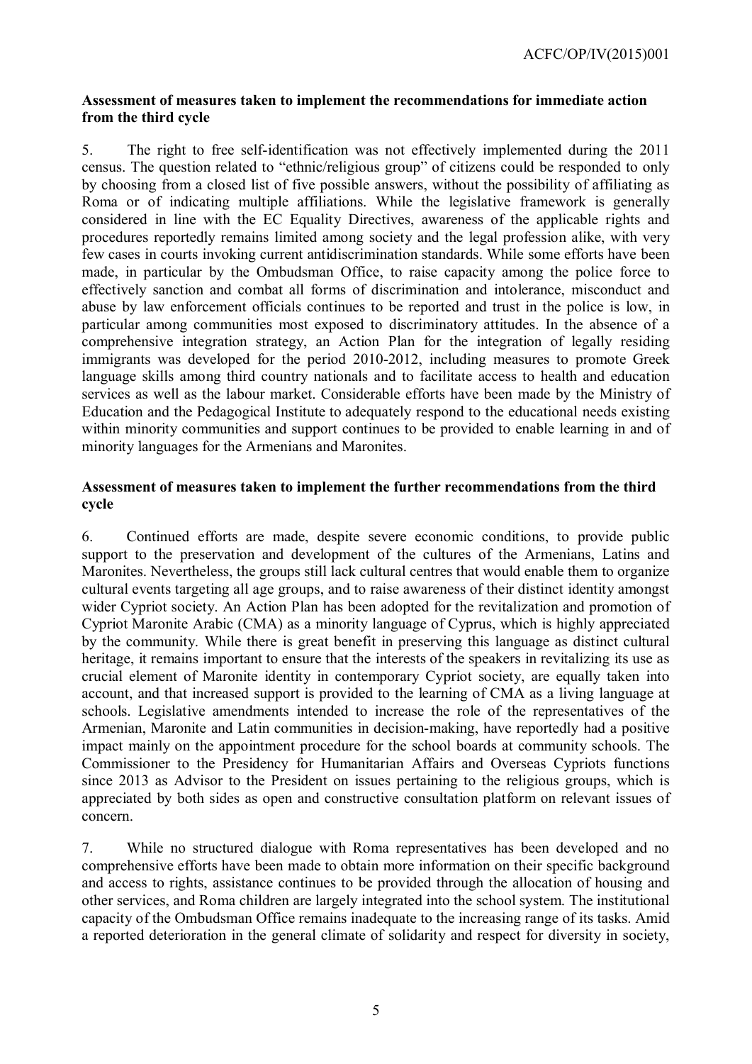**Assessment of measures taken to implement the recommendations for immediate action from the third cycle**

5. The right to free self-identification was not effectively implemented during the 2011 census. The question related to "ethnic/religious group" of citizens could be responded to only by choosing from a closed list of five possible answers, without the possibility of affiliating as Roma or of indicating multiple affiliations. While the legislative framework is generally considered in line with the EC Equality Directives, awareness of the applicable rights and procedures reportedly remains limited among society and the legal profession alike, with very few cases in courts invoking current antidiscrimination standards. While some efforts have been made, in particular by the Ombudsman Office, to raise capacity among the police force to effectively sanction and combat all forms of discrimination and intolerance, misconduct and abuse by law enforcement officials continues to be reported and trust in the police is low, in particular among communities most exposed to discriminatory attitudes. In the absence of a comprehensive integration strategy, an Action Plan for the integration of legally residing immigrants was developed for the period 2010-2012, including measures to promote Greek language skills among third country nationals and to facilitate access to health and education services as well as the labour market. Considerable efforts have been made by the Ministry of Education and the Pedagogical Institute to adequately respond to the educational needs existing within minority communities and support continues to be provided to enable learning in and of minority languages for the Armenians and Maronites.

**Assessment of measures taken to implement the further recommendations from the third cycle**

6. Continued efforts are made, despite severe economic conditions, to provide public support to the preservation and development of the cultures of the Armenians, Latins and Maronites. Nevertheless, the groups still lack cultural centres that would enable them to organize cultural events targeting all age groups, and to raise awareness of their distinct identity amongst wider Cypriot society. An Action Plan has been adopted for the revitalization and promotion of Cypriot Maronite Arabic (CMA) as a minority language of Cyprus, which is highly appreciated by the community. While there is great benefit in preserving this language as distinct cultural heritage, it remains important to ensure that the interests of the speakers in revitalizing its use as crucial element of Maronite identity in contemporary Cypriot society, are equally taken into account, and that increased support is provided to the learning of CMA as a living language at schools. Legislative amendments intended to increase the role of the representatives of the Armenian, Maronite and Latin communities in decision-making, have reportedly had a positive impact mainly on the appointment procedure for the school boards at community schools. The Commissioner to the Presidency for Humanitarian Affairs and Overseas Cypriots functions since 2013 as Advisor to the President on issues pertaining to the religious groups, which is appreciated by both sides as open and constructive consultation platform on relevant issues of concern.

7. While no structured dialogue with Roma representatives has been developed and no comprehensive efforts have been made to obtain more information on their specific background and access to rights, assistance continues to be provided through the allocation of housing and other services, and Roma children are largely integrated into the school system. The institutional capacity of the Ombudsman Office remains inadequate to the increasing range of its tasks. Amid a reported deterioration in the general climate of solidarity and respect for diversity in society,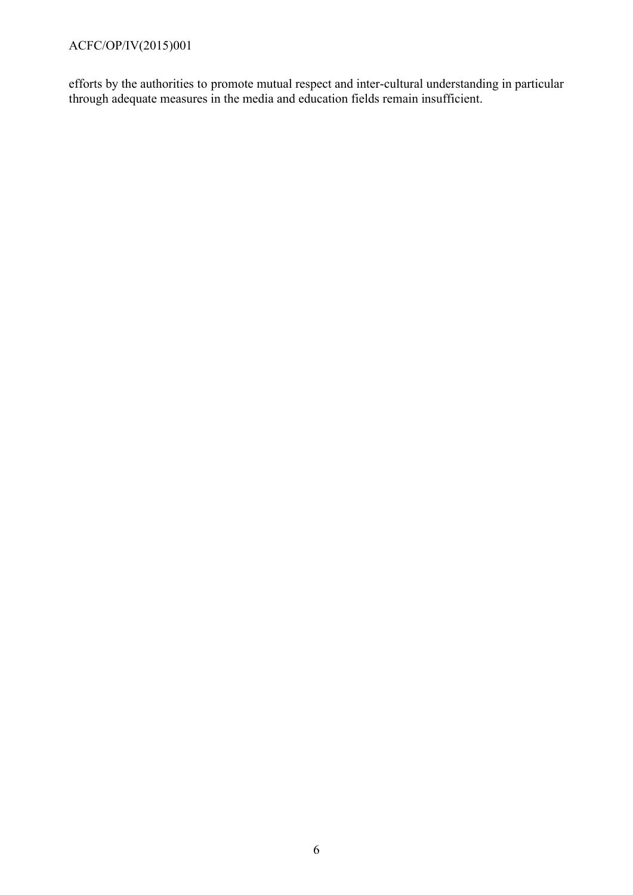efforts by the authorities to promote mutual respect and inter-cultural understanding in particular through adequate measures in the media and education fields remain insufficient.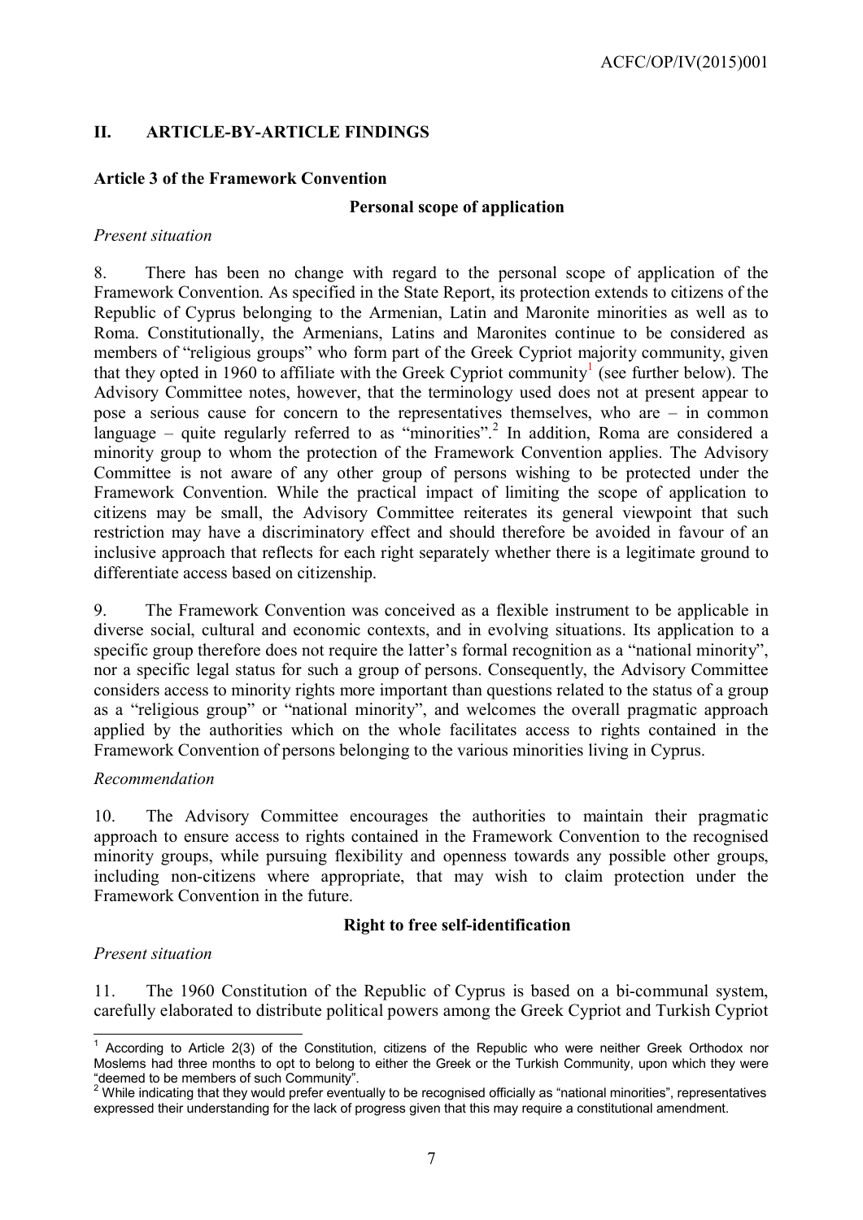## II. ARTICLE-BY-ARTICLE FINDINGS

### Article 3 of the Framework Convention

**Personal scope of application**

*Present situation*

8. There has been no change with regard to the personal scope of application of the Framework Convention. As specified in the State Report, its protection extends to citizens of the Republic of Cyprus belonging to the Armenian, Latin and Maronite minorities as well as to Roma. Constitutionally, the Armenians, Latins and Maronites continue to be considered as members of "religious groups" who form part of the Greek Cypriot majority community, given that they opted in 1960 to affiliate with the Greek Cypriot community[1] (see further below). The Advisory Committee notes, however, that the terminology used does not at present appear to pose a serious cause for concern to the representatives themselves, who are – in common language – quite regularly referred to as "minorities".[2] In addition, Roma are considered a minority group to whom the protection of the Framework Convention applies. The Advisory Committee is not aware of any other group of persons wishing to be protected under the Framework Convention. While the practical impact of limiting the scope of application to citizens may be small, the Advisory Committee reiterates its general viewpoint that such restriction may have a discriminatory effect and should therefore be avoided in favour of an inclusive approach that reflects for each right separately whether there is a legitimate ground to differentiate access based on citizenship.

9. The Framework Convention was conceived as a flexible instrument to be applicable in diverse social, cultural and economic contexts, and in evolving situations. Its application to a specific group therefore does not require the latter's formal recognition as a "national minority", nor a specific legal status for such a group of persons. Consequently, the Advisory Committee considers access to minority rights more important than questions related to the status of a group as a "religious group" or "national minority", and welcomes the overall pragmatic approach applied by the authorities which on the whole facilitates access to rights contained in the Framework Convention of persons belonging to the various minorities living in Cyprus.

*Recommendation*

10. The Advisory Committee encourages the authorities to maintain their pragmatic approach to ensure access to rights contained in the Framework Convention to the recognised minority groups, while pursuing flexibility and openness towards any possible other groups, including non-citizens where appropriate, that may wish to claim protection under the Framework Convention in the future.

**Right to free self-identification**

*Present situation*

11. The 1960 Constitution of the Republic of Cyprus is based on a bi-communal system, carefully elaborated to distribute political powers among the Greek Cypriot and Turkish Cypriot

---

[1] According to Article 2(3) of the Constitution, citizens of the Republic who were neither Greek Orthodox nor Moslems had three months to opt to belong to either the Greek or the Turkish Community, upon which they were "deemed to be members of such Community".

[2] While indicating that they would prefer eventually to be recognised officially as "national minorities", representatives expressed their understanding for the lack of progress given that this may require a constitutional amendment.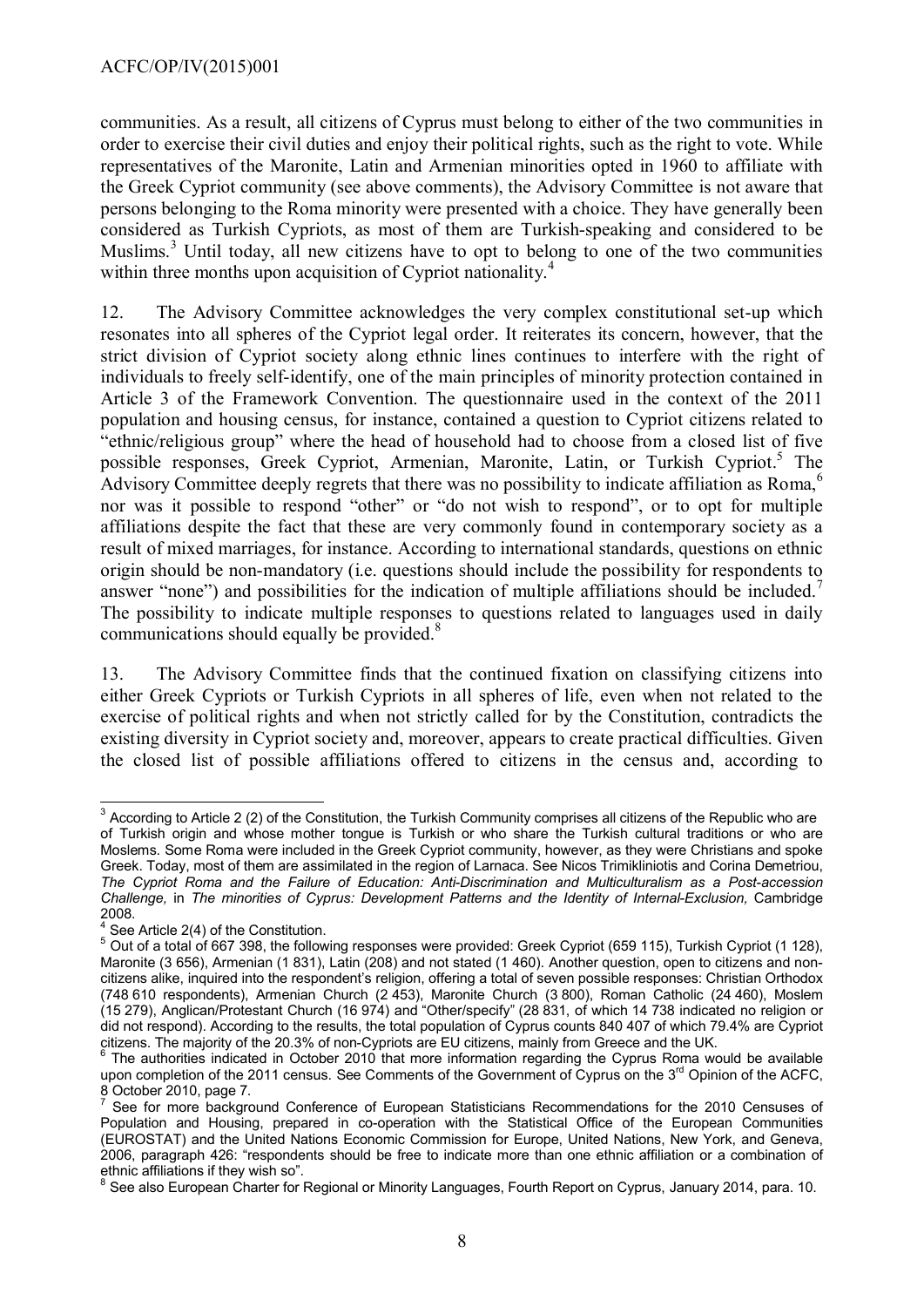communities. As a result, all citizens of Cyprus must belong to either of the two communities in order to exercise their civil duties and enjoy their political rights, such as the right to vote. While representatives of the Maronite, Latin and Armenian minorities opted in 1960 to affiliate with the Greek Cypriot community (see above comments), the Advisory Committee is not aware that persons belonging to the Roma minority were presented with a choice. They have generally been considered as Turkish Cypriots, as most of them are Turkish-speaking and considered to be Muslims.[3] Until today, all new citizens have to opt to belong to one of the two communities within three months upon acquisition of Cypriot nationality.[4]

12. The Advisory Committee acknowledges the very complex constitutional set-up which resonates into all spheres of the Cypriot legal order. It reiterates its concern, however, that the strict division of Cypriot society along ethnic lines continues to interfere with the right of individuals to freely self-identify, one of the main principles of minority protection contained in Article 3 of the Framework Convention. The questionnaire used in the context of the 2011 population and housing census, for instance, contained a question to Cypriot citizens related to "ethnic/religious group" where the head of household had to choose from a closed list of five possible responses, Greek Cypriot, Armenian, Maronite, Latin, or Turkish Cypriot.[5] The Advisory Committee deeply regrets that there was no possibility to indicate affiliation as Roma,[6] nor was it possible to respond "other" or "do not wish to respond", or to opt for multiple affiliations despite the fact that these are very commonly found in contemporary society as a result of mixed marriages, for instance. According to international standards, questions on ethnic origin should be non-mandatory (i.e. questions should include the possibility for respondents to answer "none") and possibilities for the indication of multiple affiliations should be included.[7] The possibility to indicate multiple responses to questions related to languages used in daily communications should equally be provided.[8]

13. The Advisory Committee finds that the continued fixation on classifying citizens into either Greek Cypriots or Turkish Cypriots in all spheres of life, even when not related to the exercise of political rights and when not strictly called for by the Constitution, contradicts the existing diversity in Cypriot society and, moreover, appears to create practical difficulties. Given the closed list of possible affiliations offered to citizens in the census and, according to

---

[3] According to Article 2 (2) of the Constitution, the Turkish Community comprises all citizens of the Republic who are of Turkish origin and whose mother tongue is Turkish or who share the Turkish cultural traditions or who are Moslems. Some Roma were included in the Greek Cypriot community, however, as they were Christians and spoke Greek. Today, most of them are assimilated in the region of Larnaca. See Nicos Trimikliniotis and Corina Demetriou, *The Cypriot Roma and the Failure of Education: Anti-Discrimination and Multiculturalism as a Post-accession Challenge,* in *The minorities of Cyprus: Development Patterns and the Identity of Internal-Exclusion,* Cambridge 2008.

[4] See Article 2(4) of the Constitution.

[5] Out of a total of 667 398, the following responses were provided: Greek Cypriot (659 115), Turkish Cypriot (1 128), Maronite (3 656), Armenian (1 831), Latin (208) and not stated (1 460). Another question, open to citizens and non-citizens alike, inquired into the respondent's religion, offering a total of seven possible responses: Christian Orthodox (748 610 respondents), Armenian Church (2 453), Maronite Church (3 800), Roman Catholic (24 460), Moslem (15 279), Anglican/Protestant Church (16 974) and "Other/specify" (28 831, of which 14 738 indicated no religion or did not respond). According to the results, the total population of Cyprus counts 840 407 of which 79.4% are Cypriot citizens. The majority of the 20.3% of non-Cypriots are EU citizens, mainly from Greece and the UK.

[6] The authorities indicated in October 2010 that more information regarding the Cyprus Roma would be available upon completion of the 2011 census. See Comments of the Government of Cyprus on the 3rd Opinion of the ACFC, 8 October 2010, page 7.

[7] See for more background Conference of European Statisticians Recommendations for the 2010 Censuses of Population and Housing, prepared in co-operation with the Statistical Office of the European Communities (EUROSTAT) and the United Nations Economic Commission for Europe, United Nations, New York, and Geneva, 2006, paragraph 426: "respondents should be free to indicate more than one ethnic affiliation or a combination of ethnic affiliations if they wish so".

[8] See also European Charter for Regional or Minority Languages, Fourth Report on Cyprus, January 2014, para. 10.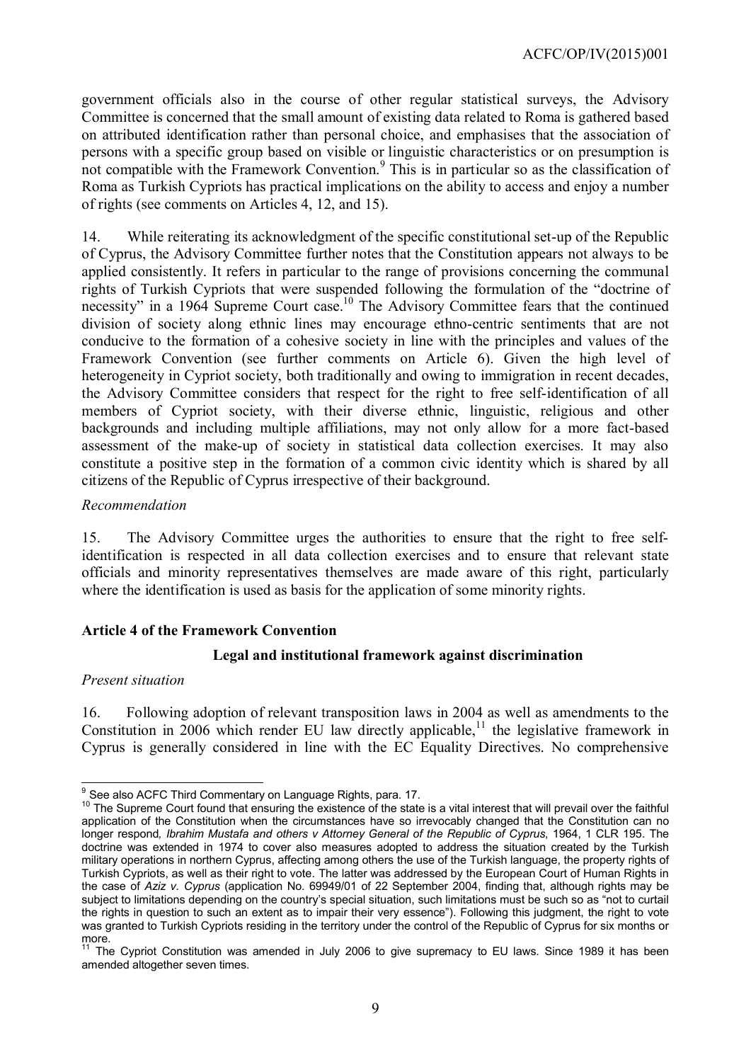government officials also in the course of other regular statistical surveys, the Advisory Committee is concerned that the small amount of existing data related to Roma is gathered based on attributed identification rather than personal choice, and emphasises that the association of persons with a specific group based on visible or linguistic characteristics or on presumption is not compatible with the Framework Convention.[9] This is in particular so as the classification of Roma as Turkish Cypriots has practical implications on the ability to access and enjoy a number of rights (see comments on Articles 4, 12, and 15).

14. While reiterating its acknowledgment of the specific constitutional set-up of the Republic of Cyprus, the Advisory Committee further notes that the Constitution appears not always to be applied consistently. It refers in particular to the range of provisions concerning the communal rights of Turkish Cypriots that were suspended following the formulation of the "doctrine of necessity" in a 1964 Supreme Court case.[10] The Advisory Committee fears that the continued division of society along ethnic lines may encourage ethno-centric sentiments that are not conducive to the formation of a cohesive society in line with the principles and values of the Framework Convention (see further comments on Article 6). Given the high level of heterogeneity in Cypriot society, both traditionally and owing to immigration in recent decades, the Advisory Committee considers that respect for the right to free self-identification of all members of Cypriot society, with their diverse ethnic, linguistic, religious and other backgrounds and including multiple affiliations, may not only allow for a more fact-based assessment of the make-up of society in statistical data collection exercises. It may also constitute a positive step in the formation of a common civic identity which is shared by all citizens of the Republic of Cyprus irrespective of their background.

*Recommendation*

15. The Advisory Committee urges the authorities to ensure that the right to free self-identification is respected in all data collection exercises and to ensure that relevant state officials and minority representatives themselves are made aware of this right, particularly where the identification is used as basis for the application of some minority rights.

### Article 4 of the Framework Convention

#### Legal and institutional framework against discrimination

*Present situation*

16. Following adoption of relevant transposition laws in 2004 as well as amendments to the Constitution in 2006 which render EU law directly applicable,[11] the legislative framework in Cyprus is generally considered in line with the EC Equality Directives. No comprehensive

---

[9] See also ACFC Third Commentary on Language Rights, para. 17.

[10] The Supreme Court found that ensuring the existence of the state is a vital interest that will prevail over the faithful application of the Constitution when the circumstances have so irrevocably changed that the Constitution can no longer respond, *Ibrahim Mustafa and others v Attorney General of the Republic of Cyprus*, 1964, 1 CLR 195. The doctrine was extended in 1974 to cover also measures adopted to address the situation created by the Turkish military operations in northern Cyprus, affecting among others the use of the Turkish language, the property rights of Turkish Cypriots, as well as their right to vote. The latter was addressed by the European Court of Human Rights in the case of *Aziz v. Cyprus* (application No. 69949/01 of 22 September 2004, finding that, although rights may be subject to limitations depending on the country's special situation, such limitations must be such so as "not to curtail the rights in question to such an extent as to impair their very essence"). Following this judgment, the right to vote was granted to Turkish Cypriots residing in the territory under the control of the Republic of Cyprus for six months or more.

[11] The Cypriot Constitution was amended in July 2006 to give supremacy to EU laws. Since 1989 it has been amended altogether seven times.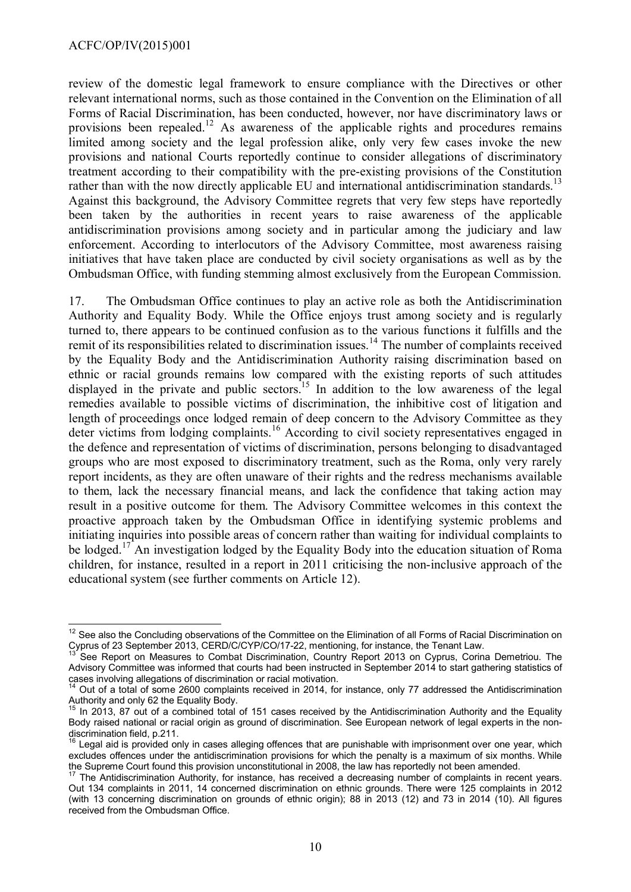review of the domestic legal framework to ensure compliance with the Directives or other relevant international norms, such as those contained in the Convention on the Elimination of all Forms of Racial Discrimination, has been conducted, however, nor have discriminatory laws or provisions been repealed.[12] As awareness of the applicable rights and procedures remains limited among society and the legal profession alike, only very few cases invoke the new provisions and national Courts reportedly continue to consider allegations of discriminatory treatment according to their compatibility with the pre-existing provisions of the Constitution rather than with the now directly applicable EU and international antidiscrimination standards.[13] Against this background, the Advisory Committee regrets that very few steps have reportedly been taken by the authorities in recent years to raise awareness of the applicable antidiscrimination provisions among society and in particular among the judiciary and law enforcement. According to interlocutors of the Advisory Committee, most awareness raising initiatives that have taken place are conducted by civil society organisations as well as by the Ombudsman Office, with funding stemming almost exclusively from the European Commission.

17. The Ombudsman Office continues to play an active role as both the Antidiscrimination Authority and Equality Body. While the Office enjoys trust among society and is regularly turned to, there appears to be continued confusion as to the various functions it fulfills and the remit of its responsibilities related to discrimination issues.[14] The number of complaints received by the Equality Body and the Antidiscrimination Authority raising discrimination based on ethnic or racial grounds remains low compared with the existing reports of such attitudes displayed in the private and public sectors.[15] In addition to the low awareness of the legal remedies available to possible victims of discrimination, the inhibitive cost of litigation and length of proceedings once lodged remain of deep concern to the Advisory Committee as they deter victims from lodging complaints.[16] According to civil society representatives engaged in the defence and representation of victims of discrimination, persons belonging to disadvantaged groups who are most exposed to discriminatory treatment, such as the Roma, only very rarely report incidents, as they are often unaware of their rights and the redress mechanisms available to them, lack the necessary financial means, and lack the confidence that taking action may result in a positive outcome for them. The Advisory Committee welcomes in this context the proactive approach taken by the Ombudsman Office in identifying systemic problems and initiating inquiries into possible areas of concern rather than waiting for individual complaints to be lodged.[17] An investigation lodged by the Equality Body into the education situation of Roma children, for instance, resulted in a report in 2011 criticising the non-inclusive approach of the educational system (see further comments on Article 12).

---

[12] See also the Concluding observations of the Committee on the Elimination of all Forms of Racial Discrimination on Cyprus of 23 September 2013, CERD/C/CYP/CO/17-22, mentioning, for instance, the Tenant Law.

[13] See Report on Measures to Combat Discrimination, Country Report 2013 on Cyprus, Corina Demetriou. The Advisory Committee was informed that courts had been instructed in September 2014 to start gathering statistics of cases involving allegations of discrimination or racial motivation.

[14] Out of a total of some 2600 complaints received in 2014, for instance, only 77 addressed the Antidiscrimination Authority and only 62 the Equality Body.

[15] In 2013, 87 out of a combined total of 151 cases received by the Antidiscrimination Authority and the Equality Body raised national or racial origin as ground of discrimination. See European network of legal experts in the non-discrimination field, p.211.

[16] Legal aid is provided only in cases alleging offences that are punishable with imprisonment over one year, which excludes offences under the antidiscrimination provisions for which the penalty is a maximum of six months. While the Supreme Court found this provision unconstitutional in 2008, the law has reportedly not been amended.

[17] The Antidiscrimination Authority, for instance, has received a decreasing number of complaints in recent years. Out 134 complaints in 2011, 14 concerned discrimination on ethnic grounds. There were 125 complaints in 2012 (with 13 concerning discrimination on grounds of ethnic origin); 88 in 2013 (12) and 73 in 2014 (10). All figures received from the Ombudsman Office.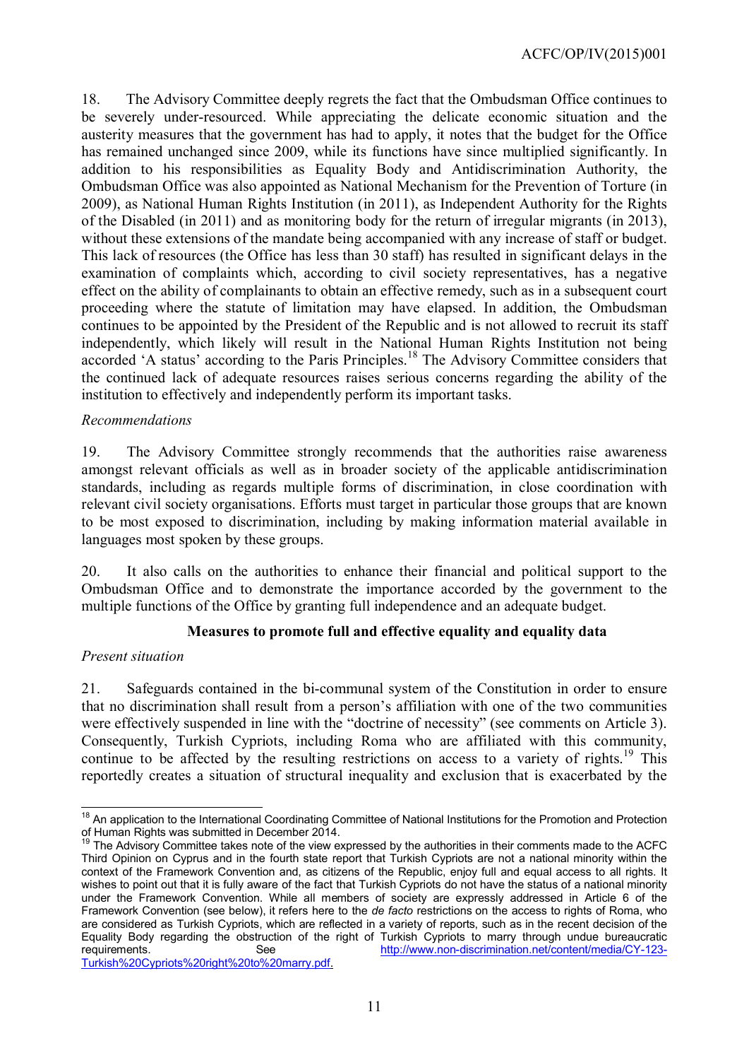18. The Advisory Committee deeply regrets the fact that the Ombudsman Office continues to be severely under-resourced. While appreciating the delicate economic situation and the austerity measures that the government has had to apply, it notes that the budget for the Office has remained unchanged since 2009, while its functions have since multiplied significantly. In addition to his responsibilities as Equality Body and Antidiscrimination Authority, the Ombudsman Office was also appointed as National Mechanism for the Prevention of Torture (in 2009), as National Human Rights Institution (in 2011), as Independent Authority for the Rights of the Disabled (in 2011) and as monitoring body for the return of irregular migrants (in 2013), without these extensions of the mandate being accompanied with any increase of staff or budget. This lack of resources (the Office has less than 30 staff) has resulted in significant delays in the examination of complaints which, according to civil society representatives, has a negative effect on the ability of complainants to obtain an effective remedy, such as in a subsequent court proceeding where the statute of limitation may have elapsed. In addition, the Ombudsman continues to be appointed by the President of the Republic and is not allowed to recruit its staff independently, which likely will result in the National Human Rights Institution not being accorded 'A status' according to the Paris Principles.[18] The Advisory Committee considers that the continued lack of adequate resources raises serious concerns regarding the ability of the institution to effectively and independently perform its important tasks.

*Recommendations*

19. The Advisory Committee strongly recommends that the authorities raise awareness amongst relevant officials as well as in broader society of the applicable antidiscrimination standards, including as regards multiple forms of discrimination, in close coordination with relevant civil society organisations. Efforts must target in particular those groups that are known to be most exposed to discrimination, including by making information material available in languages most spoken by these groups.

20. It also calls on the authorities to enhance their financial and political support to the Ombudsman Office and to demonstrate the importance accorded by the government to the multiple functions of the Office by granting full independence and an adequate budget.

**Measures to promote full and effective equality and equality data**

*Present situation*

21. Safeguards contained in the bi-communal system of the Constitution in order to ensure that no discrimination shall result from a person's affiliation with one of the two communities were effectively suspended in line with the "doctrine of necessity" (see comments on Article 3). Consequently, Turkish Cypriots, including Roma who are affiliated with this community, continue to be affected by the resulting restrictions on access to a variety of rights.[19] This reportedly creates a situation of structural inequality and exclusion that is exacerbated by the

---

[18] An application to the International Coordinating Committee of National Institutions for the Promotion and Protection of Human Rights was submitted in December 2014.

[19] The Advisory Committee takes note of the view expressed by the authorities in their comments made to the ACFC Third Opinion on Cyprus and in the fourth state report that Turkish Cypriots are not a national minority within the context of the Framework Convention and, as citizens of the Republic, enjoy full and equal access to all rights. It wishes to point out that it is fully aware of the fact that Turkish Cypriots do not have the status of a national minority under the Framework Convention. While all members of society are expressly addressed in Article 6 of the Framework Convention (see below), it refers here to the *de facto* restrictions on the access to rights of Roma, who are considered as Turkish Cypriots, which are reflected in a variety of reports, such as in the recent decision of the Equality Body regarding the obstruction of the right of Turkish Cypriots to marry through undue bureaucratic requirements. See http://www.non-discrimination.net/content/media/CY-123-Turkish%20Cypriots%20right%20to%20marry.pdf.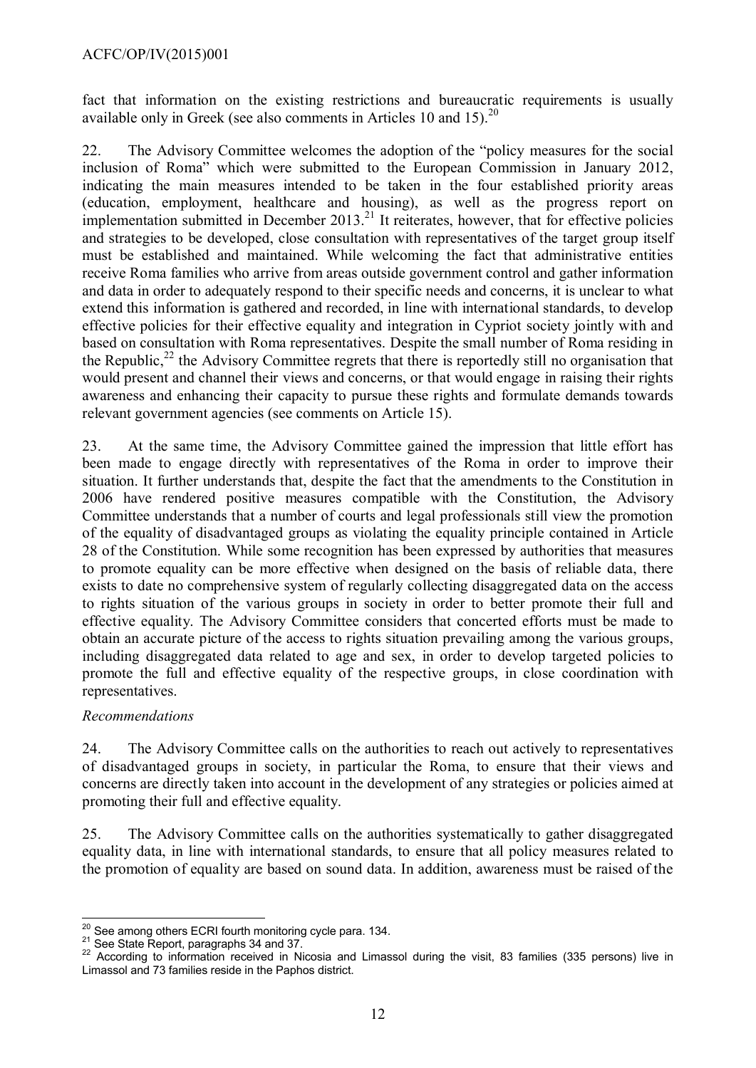fact that information on the existing restrictions and bureaucratic requirements is usually available only in Greek (see also comments in Articles 10 and 15).[20]

22. The Advisory Committee welcomes the adoption of the "policy measures for the social inclusion of Roma" which were submitted to the European Commission in January 2012, indicating the main measures intended to be taken in the four established priority areas (education, employment, healthcare and housing), as well as the progress report on implementation submitted in December 2013.[21] It reiterates, however, that for effective policies and strategies to be developed, close consultation with representatives of the target group itself must be established and maintained. While welcoming the fact that administrative entities receive Roma families who arrive from areas outside government control and gather information and data in order to adequately respond to their specific needs and concerns, it is unclear to what extend this information is gathered and recorded, in line with international standards, to develop effective policies for their effective equality and integration in Cypriot society jointly with and based on consultation with Roma representatives. Despite the small number of Roma residing in the Republic,[22] the Advisory Committee regrets that there is reportedly still no organisation that would present and channel their views and concerns, or that would engage in raising their rights awareness and enhancing their capacity to pursue these rights and formulate demands towards relevant government agencies (see comments on Article 15).

23. At the same time, the Advisory Committee gained the impression that little effort has been made to engage directly with representatives of the Roma in order to improve their situation. It further understands that, despite the fact that the amendments to the Constitution in 2006 have rendered positive measures compatible with the Constitution, the Advisory Committee understands that a number of courts and legal professionals still view the promotion of the equality of disadvantaged groups as violating the equality principle contained in Article 28 of the Constitution. While some recognition has been expressed by authorities that measures to promote equality can be more effective when designed on the basis of reliable data, there exists to date no comprehensive system of regularly collecting disaggregated data on the access to rights situation of the various groups in society in order to better promote their full and effective equality. The Advisory Committee considers that concerted efforts must be made to obtain an accurate picture of the access to rights situation prevailing among the various groups, including disaggregated data related to age and sex, in order to develop targeted policies to promote the full and effective equality of the respective groups, in close coordination with representatives.

*Recommendations*

24. The Advisory Committee calls on the authorities to reach out actively to representatives of disadvantaged groups in society, in particular the Roma, to ensure that their views and concerns are directly taken into account in the development of any strategies or policies aimed at promoting their full and effective equality.

25. The Advisory Committee calls on the authorities systematically to gather disaggregated equality data, in line with international standards, to ensure that all policy measures related to the promotion of equality are based on sound data. In addition, awareness must be raised of the

---

[20] See among others ECRI fourth monitoring cycle para. 134.

[21] See State Report, paragraphs 34 and 37.

[22] According to information received in Nicosia and Limassol during the visit, 83 families (335 persons) live in Limassol and 73 families reside in the Paphos district.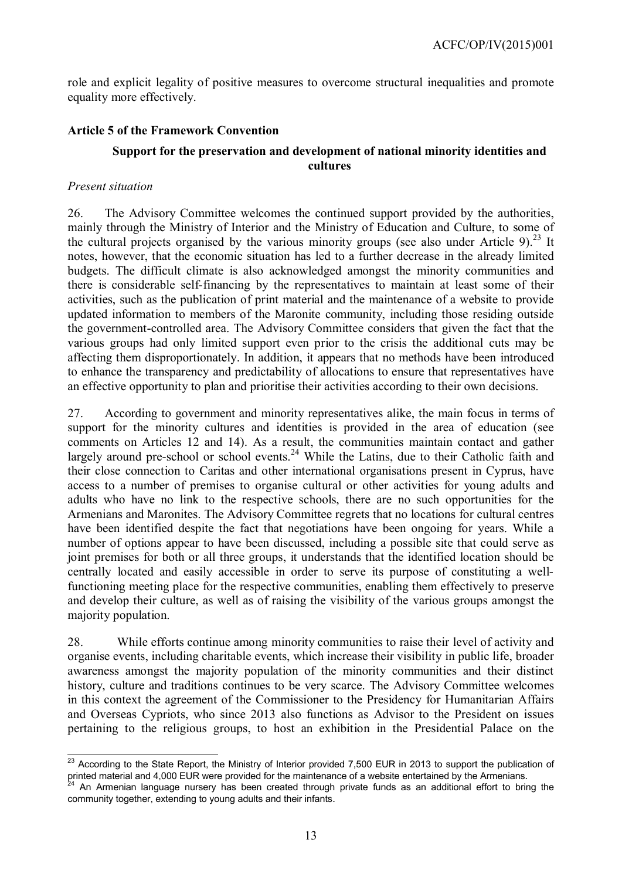role and explicit legality of positive measures to overcome structural inequalities and promote equality more effectively.

**Article 5 of the Framework Convention**

**Support for the preservation and development of national minority identities and cultures**

*Present situation*

26. The Advisory Committee welcomes the continued support provided by the authorities, mainly through the Ministry of Interior and the Ministry of Education and Culture, to some of the cultural projects organised by the various minority groups (see also under Article 9).[23] It notes, however, that the economic situation has led to a further decrease in the already limited budgets. The difficult climate is also acknowledged amongst the minority communities and there is considerable self-financing by the representatives to maintain at least some of their activities, such as the publication of print material and the maintenance of a website to provide updated information to members of the Maronite community, including those residing outside the government-controlled area. The Advisory Committee considers that given the fact that the various groups had only limited support even prior to the crisis the additional cuts may be affecting them disproportionately. In addition, it appears that no methods have been introduced to enhance the transparency and predictability of allocations to ensure that representatives have an effective opportunity to plan and prioritise their activities according to their own decisions.

27. According to government and minority representatives alike, the main focus in terms of support for the minority cultures and identities is provided in the area of education (see comments on Articles 12 and 14). As a result, the communities maintain contact and gather largely around pre-school or school events.[24] While the Latins, due to their Catholic faith and their close connection to Caritas and other international organisations present in Cyprus, have access to a number of premises to organise cultural or other activities for young adults and adults who have no link to the respective schools, there are no such opportunities for the Armenians and Maronites. The Advisory Committee regrets that no locations for cultural centres have been identified despite the fact that negotiations have been ongoing for years. While a number of options appear to have been discussed, including a possible site that could serve as joint premises for both or all three groups, it understands that the identified location should be centrally located and easily accessible in order to serve its purpose of constituting a well-functioning meeting place for the respective communities, enabling them effectively to preserve and develop their culture, as well as of raising the visibility of the various groups amongst the majority population.

28. While efforts continue among minority communities to raise their level of activity and organise events, including charitable events, which increase their visibility in public life, broader awareness amongst the majority population of the minority communities and their distinct history, culture and traditions continues to be very scarce. The Advisory Committee welcomes in this context the agreement of the Commissioner to the Presidency for Humanitarian Affairs and Overseas Cypriots, who since 2013 also functions as Advisor to the President on issues pertaining to the religious groups, to host an exhibition in the Presidential Palace on the

---

[23] According to the State Report, the Ministry of Interior provided 7,500 EUR in 2013 to support the publication of printed material and 4,000 EUR were provided for the maintenance of a website entertained by the Armenians.

[24] An Armenian language nursery has been created through private funds as an additional effort to bring the community together, extending to young adults and their infants.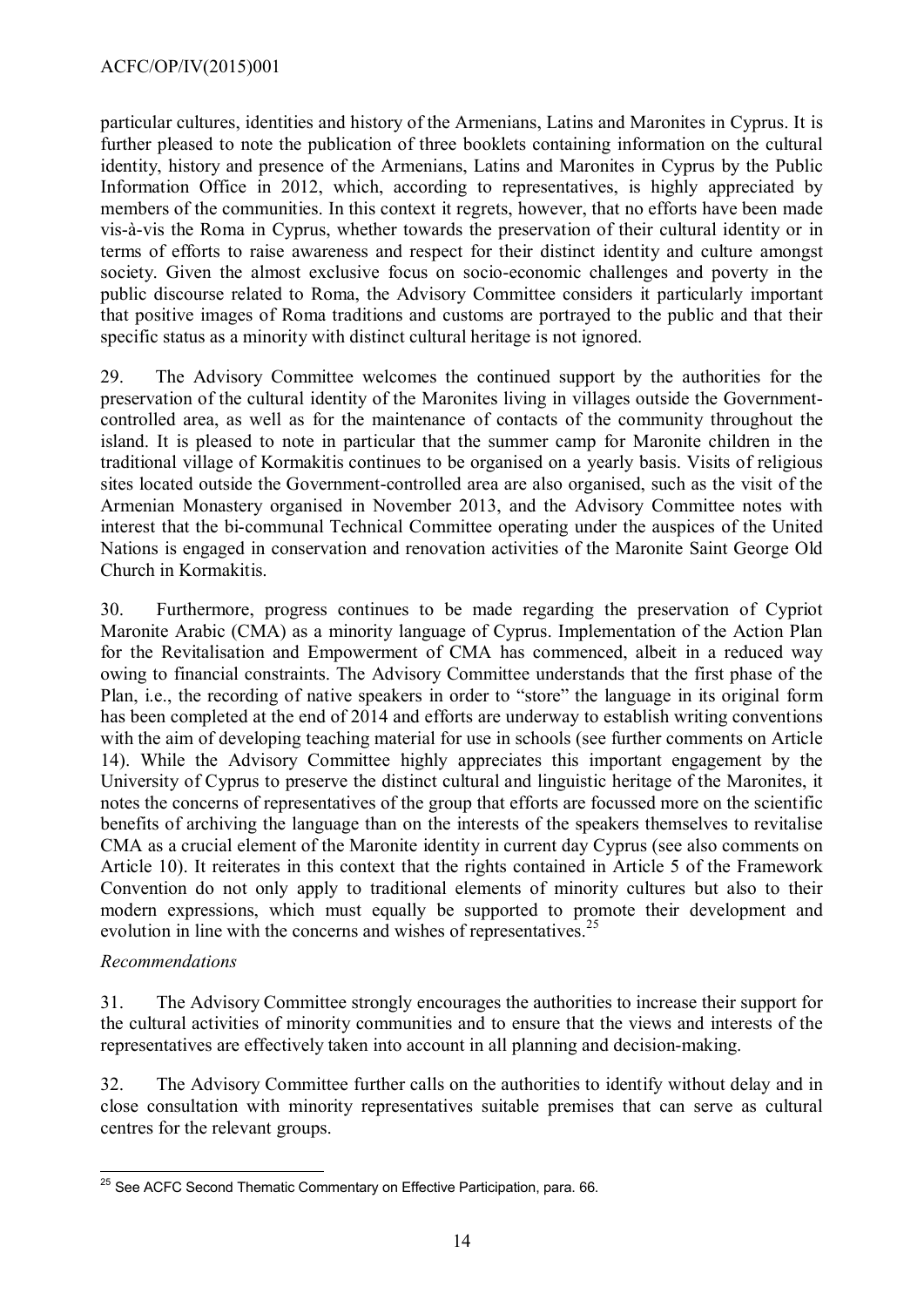particular cultures, identities and history of the Armenians, Latins and Maronites in Cyprus. It is further pleased to note the publication of three booklets containing information on the cultural identity, history and presence of the Armenians, Latins and Maronites in Cyprus by the Public Information Office in 2012, which, according to representatives, is highly appreciated by members of the communities. In this context it regrets, however, that no efforts have been made vis-à-vis the Roma in Cyprus, whether towards the preservation of their cultural identity or in terms of efforts to raise awareness and respect for their distinct identity and culture amongst society. Given the almost exclusive focus on socio-economic challenges and poverty in the public discourse related to Roma, the Advisory Committee considers it particularly important that positive images of Roma traditions and customs are portrayed to the public and that their specific status as a minority with distinct cultural heritage is not ignored.

29. The Advisory Committee welcomes the continued support by the authorities for the preservation of the cultural identity of the Maronites living in villages outside the Government-controlled area, as well as for the maintenance of contacts of the community throughout the island. It is pleased to note in particular that the summer camp for Maronite children in the traditional village of Kormakitis continues to be organised on a yearly basis. Visits of religious sites located outside the Government-controlled area are also organised, such as the visit of the Armenian Monastery organised in November 2013, and the Advisory Committee notes with interest that the bi-communal Technical Committee operating under the auspices of the United Nations is engaged in conservation and renovation activities of the Maronite Saint George Old Church in Kormakitis.

30. Furthermore, progress continues to be made regarding the preservation of Cypriot Maronite Arabic (CMA) as a minority language of Cyprus. Implementation of the Action Plan for the Revitalisation and Empowerment of CMA has commenced, albeit in a reduced way owing to financial constraints. The Advisory Committee understands that the first phase of the Plan, i.e., the recording of native speakers in order to "store" the language in its original form has been completed at the end of 2014 and efforts are underway to establish writing conventions with the aim of developing teaching material for use in schools (see further comments on Article 14). While the Advisory Committee highly appreciates this important engagement by the University of Cyprus to preserve the distinct cultural and linguistic heritage of the Maronites, it notes the concerns of representatives of the group that efforts are focussed more on the scientific benefits of archiving the language than on the interests of the speakers themselves to revitalise CMA as a crucial element of the Maronite identity in current day Cyprus (see also comments on Article 10). It reiterates in this context that the rights contained in Article 5 of the Framework Convention do not only apply to traditional elements of minority cultures but also to their modern expressions, which must equally be supported to promote their development and evolution in line with the concerns and wishes of representatives.[25]

*Recommendations*

31. The Advisory Committee strongly encourages the authorities to increase their support for the cultural activities of minority communities and to ensure that the views and interests of the representatives are effectively taken into account in all planning and decision-making.

32. The Advisory Committee further calls on the authorities to identify without delay and in close consultation with minority representatives suitable premises that can serve as cultural centres for the relevant groups.

---

[25] See ACFC Second Thematic Commentary on Effective Participation, para. 66.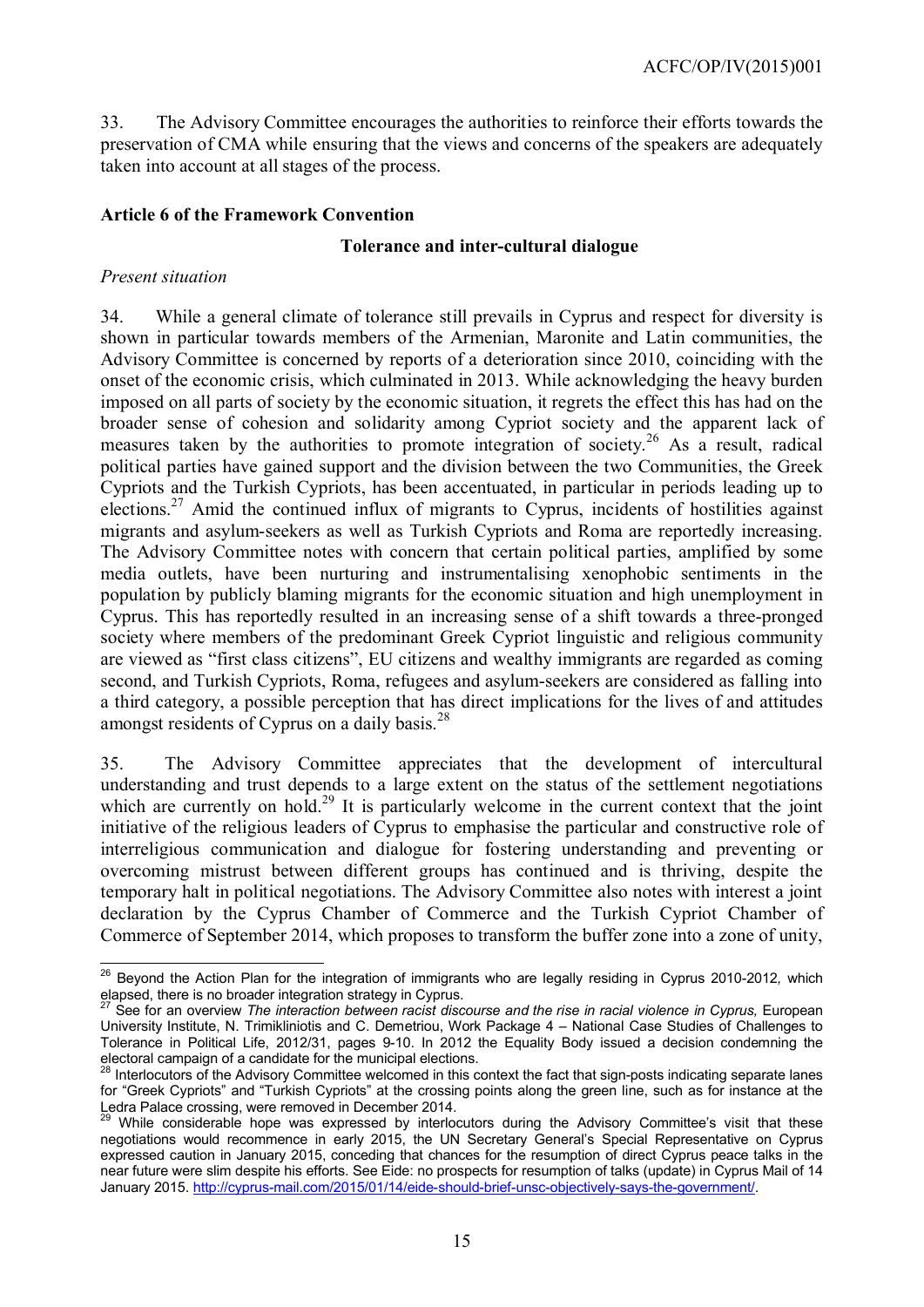33. The Advisory Committee encourages the authorities to reinforce their efforts towards the preservation of CMA while ensuring that the views and concerns of the speakers are adequately taken into account at all stages of the process.

### Article 6 of the Framework Convention

#### Tolerance and inter-cultural dialogue

*Present situation*

34. While a general climate of tolerance still prevails in Cyprus and respect for diversity is shown in particular towards members of the Armenian, Maronite and Latin communities, the Advisory Committee is concerned by reports of a deterioration since 2010, coinciding with the onset of the economic crisis, which culminated in 2013. While acknowledging the heavy burden imposed on all parts of society by the economic situation, it regrets the effect this has had on the broader sense of cohesion and solidarity among Cypriot society and the apparent lack of measures taken by the authorities to promote integration of society.[26] As a result, radical political parties have gained support and the division between the two Communities, the Greek Cypriots and the Turkish Cypriots, has been accentuated, in particular in periods leading up to elections.[27] Amid the continued influx of migrants to Cyprus, incidents of hostilities against migrants and asylum-seekers as well as Turkish Cypriots and Roma are reportedly increasing. The Advisory Committee notes with concern that certain political parties, amplified by some media outlets, have been nurturing and instrumentalising xenophobic sentiments in the population by publicly blaming migrants for the economic situation and high unemployment in Cyprus. This has reportedly resulted in an increasing sense of a shift towards a three-pronged society where members of the predominant Greek Cypriot linguistic and religious community are viewed as "first class citizens", EU citizens and wealthy immigrants are regarded as coming second, and Turkish Cypriots, Roma, refugees and asylum-seekers are considered as falling into a third category, a possible perception that has direct implications for the lives of and attitudes amongst residents of Cyprus on a daily basis.[28]

35. The Advisory Committee appreciates that the development of intercultural understanding and trust depends to a large extent on the status of the settlement negotiations which are currently on hold.[29] It is particularly welcome in the current context that the joint initiative of the religious leaders of Cyprus to emphasise the particular and constructive role of interreligious communication and dialogue for fostering understanding and preventing or overcoming mistrust between different groups has continued and is thriving, despite the temporary halt in political negotiations. The Advisory Committee also notes with interest a joint declaration by the Cyprus Chamber of Commerce and the Turkish Cypriot Chamber of Commerce of September 2014, which proposes to transform the buffer zone into a zone of unity,

---

[26] Beyond the Action Plan for the integration of immigrants who are legally residing in Cyprus 2010-2012, which elapsed, there is no broader integration strategy in Cyprus.

[27] See for an overview *The interaction between racist discourse and the rise in racial violence in Cyprus,* European University Institute, N. Trimikliniotis and C. Demetriou, Work Package 4 – National Case Studies of Challenges to Tolerance in Political Life, 2012/31, pages 9-10. In 2012 the Equality Body issued a decision condemning the electoral campaign of a candidate for the municipal elections.

[28] Interlocutors of the Advisory Committee welcomed in this context the fact that sign-posts indicating separate lanes for "Greek Cypriots" and "Turkish Cypriots" at the crossing points along the green line, such as for instance at the Ledra Palace crossing, were removed in December 2014.

[29] While considerable hope was expressed by interlocutors during the Advisory Committee's visit that these negotiations would recommence in early 2015, the UN Secretary General's Special Representative on Cyprus expressed caution in January 2015, conceding that chances for the resumption of direct Cyprus peace talks in the near future were slim despite his efforts. See Eide: no prospects for resumption of talks (update) in Cyprus Mail of 14 January 2015. http://cyprus-mail.com/2015/01/14/eide-should-brief-unsc-objectively-says-the-government/.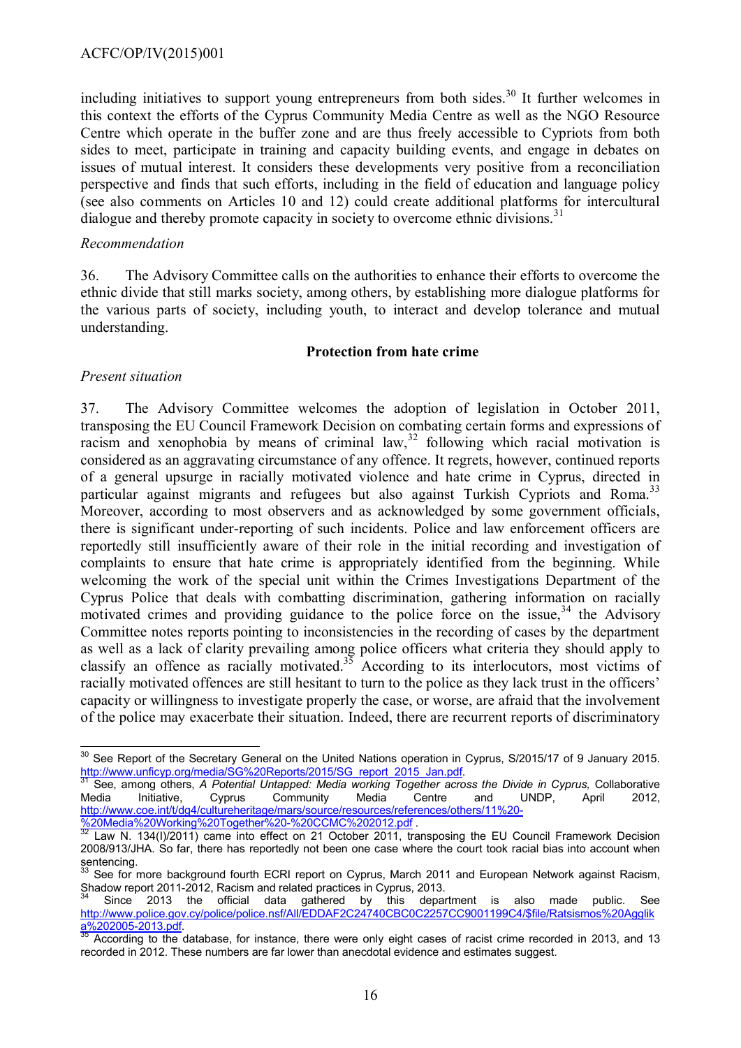including initiatives to support young entrepreneurs from both sides.[30] It further welcomes in this context the efforts of the Cyprus Community Media Centre as well as the NGO Resource Centre which operate in the buffer zone and are thus freely accessible to Cypriots from both sides to meet, participate in training and capacity building events, and engage in debates on issues of mutual interest. It considers these developments very positive from a reconciliation perspective and finds that such efforts, including in the field of education and language policy (see also comments on Articles 10 and 12) could create additional platforms for intercultural dialogue and thereby promote capacity in society to overcome ethnic divisions.[31]

*Recommendation*

36. The Advisory Committee calls on the authorities to enhance their efforts to overcome the ethnic divide that still marks society, among others, by establishing more dialogue platforms for the various parts of society, including youth, to interact and develop tolerance and mutual understanding.

**Protection from hate crime**

*Present situation*

37. The Advisory Committee welcomes the adoption of legislation in October 2011, transposing the EU Council Framework Decision on combating certain forms and expressions of racism and xenophobia by means of criminal law,[32] following which racial motivation is considered as an aggravating circumstance of any offence. It regrets, however, continued reports of a general upsurge in racially motivated violence and hate crime in Cyprus, directed in particular against migrants and refugees but also against Turkish Cypriots and Roma.[33] Moreover, according to most observers and as acknowledged by some government officials, there is significant under-reporting of such incidents. Police and law enforcement officers are reportedly still insufficiently aware of their role in the initial recording and investigation of complaints to ensure that hate crime is appropriately identified from the beginning. While welcoming the work of the special unit within the Crimes Investigations Department of the Cyprus Police that deals with combatting discrimination, gathering information on racially motivated crimes and providing guidance to the police force on the issue,[34] the Advisory Committee notes reports pointing to inconsistencies in the recording of cases by the department as well as a lack of clarity prevailing among police officers what criteria they should apply to classify an offence as racially motivated.[35] According to its interlocutors, most victims of racially motivated offences are still hesitant to turn to the police as they lack trust in the officers' capacity or willingness to investigate properly the case, or worse, are afraid that the involvement of the police may exacerbate their situation. Indeed, there are recurrent reports of discriminatory

---

[30] See Report of the Secretary General on the United Nations operation in Cyprus, S/2015/17 of 9 January 2015. http://www.unficyp.org/media/SG%20Reports/2015/SG_report_2015_Jan.pdf.

[31] See, among others, *A Potential Untapped: Media working Together across the Divide in Cyprus,* Collaborative Media Initiative, Cyprus Community Media Centre and UNDP, April 2012, http://www.coe.int/t/dg4/cultureheritage/mars/source/resources/references/others/11%20-%20Media%20Working%20Together%20-%20CCMC%202012.pdf .

[32] Law N. 134(I)/2011) came into effect on 21 October 2011, transposing the EU Council Framework Decision 2008/913/JHA. So far, there has reportedly not been one case where the court took racial bias into account when sentencing.

[33] See for more background fourth ECRI report on Cyprus, March 2011 and European Network against Racism, Shadow report 2011-2012, Racism and related practices in Cyprus, 2013.

[34] Since 2013 the official data gathered by this department is also made public. See http://www.police.gov.cy/police/police.nsf/All/EDDAF2C24740CBC0C2257CC9001199C4/$file/Ratsismos%20Agglika%202005-2013.pdf.

[35] According to the database, for instance, there were only eight cases of racist crime recorded in 2013, and 13 recorded in 2012. These numbers are far lower than anecdotal evidence and estimates suggest.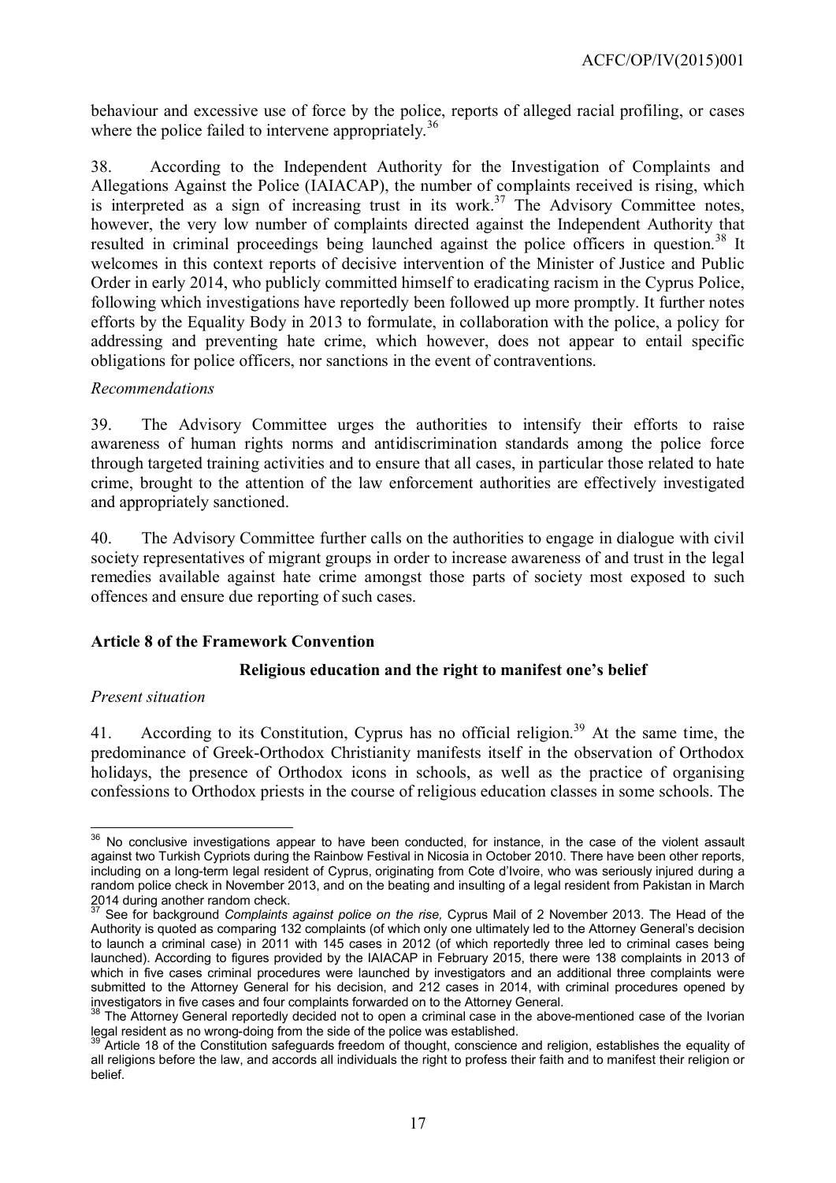behaviour and excessive use of force by the police, reports of alleged racial profiling, or cases where the police failed to intervene appropriately.[36]

38. According to the Independent Authority for the Investigation of Complaints and Allegations Against the Police (IAIACAP), the number of complaints received is rising, which is interpreted as a sign of increasing trust in its work.[37] The Advisory Committee notes, however, the very low number of complaints directed against the Independent Authority that resulted in criminal proceedings being launched against the police officers in question.[38] It welcomes in this context reports of decisive intervention of the Minister of Justice and Public Order in early 2014, who publicly committed himself to eradicating racism in the Cyprus Police, following which investigations have reportedly been followed up more promptly. It further notes efforts by the Equality Body in 2013 to formulate, in collaboration with the police, a policy for addressing and preventing hate crime, which however, does not appear to entail specific obligations for police officers, nor sanctions in the event of contraventions.

*Recommendations*

39. The Advisory Committee urges the authorities to intensify their efforts to raise awareness of human rights norms and antidiscrimination standards among the police force through targeted training activities and to ensure that all cases, in particular those related to hate crime, brought to the attention of the law enforcement authorities are effectively investigated and appropriately sanctioned.

40. The Advisory Committee further calls on the authorities to engage in dialogue with civil society representatives of migrant groups in order to increase awareness of and trust in the legal remedies available against hate crime amongst those parts of society most exposed to such offences and ensure due reporting of such cases.

**Article 8 of the Framework Convention**

**Religious education and the right to manifest one's belief**

*Present situation*

41. According to its Constitution, Cyprus has no official religion.[39] At the same time, the predominance of Greek-Orthodox Christianity manifests itself in the observation of Orthodox holidays, the presence of Orthodox icons in schools, as well as the practice of organising confessions to Orthodox priests in the course of religious education classes in some schools. The

---

[36] No conclusive investigations appear to have been conducted, for instance, in the case of the violent assault against two Turkish Cypriots during the Rainbow Festival in Nicosia in October 2010. There have been other reports, including on a long-term legal resident of Cyprus, originating from Cote d'Ivoire, who was seriously injured during a random police check in November 2013, and on the beating and insulting of a legal resident from Pakistan in March 2014 during another random check.

[37] See for background *Complaints against police on the rise,* Cyprus Mail of 2 November 2013. The Head of the Authority is quoted as comparing 132 complaints (of which only one ultimately led to the Attorney General's decision to launch a criminal case) in 2011 with 145 cases in 2012 (of which reportedly three led to criminal cases being launched). According to figures provided by the IAIACAP in February 2015, there were 138 complaints in 2013 of which in five cases criminal procedures were launched by investigators and an additional three complaints were submitted to the Attorney General for his decision, and 212 cases in 2014, with criminal procedures opened by investigators in five cases and four complaints forwarded on to the Attorney General.

[38] The Attorney General reportedly decided not to open a criminal case in the above-mentioned case of the Ivorian legal resident as no wrong-doing from the side of the police was established.

[39] Article 18 of the Constitution safeguards freedom of thought, conscience and religion, establishes the equality of all religions before the law, and accords all individuals the right to profess their faith and to manifest their religion or belief.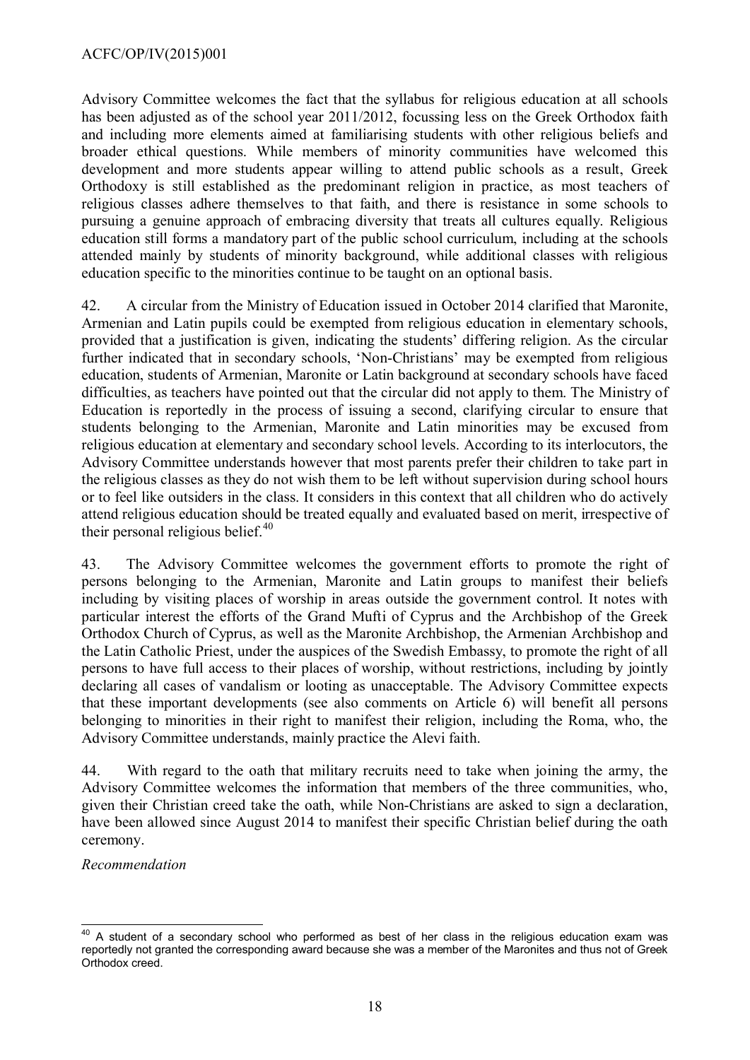Advisory Committee welcomes the fact that the syllabus for religious education at all schools has been adjusted as of the school year 2011/2012, focussing less on the Greek Orthodox faith and including more elements aimed at familiarising students with other religious beliefs and broader ethical questions. While members of minority communities have welcomed this development and more students appear willing to attend public schools as a result, Greek Orthodoxy is still established as the predominant religion in practice, as most teachers of religious classes adhere themselves to that faith, and there is resistance in some schools to pursuing a genuine approach of embracing diversity that treats all cultures equally. Religious education still forms a mandatory part of the public school curriculum, including at the schools attended mainly by students of minority background, while additional classes with religious education specific to the minorities continue to be taught on an optional basis.

42. A circular from the Ministry of Education issued in October 2014 clarified that Maronite, Armenian and Latin pupils could be exempted from religious education in elementary schools, provided that a justification is given, indicating the students' differing religion. As the circular further indicated that in secondary schools, 'Non-Christians' may be exempted from religious education, students of Armenian, Maronite or Latin background at secondary schools have faced difficulties, as teachers have pointed out that the circular did not apply to them. The Ministry of Education is reportedly in the process of issuing a second, clarifying circular to ensure that students belonging to the Armenian, Maronite and Latin minorities may be excused from religious education at elementary and secondary school levels. According to its interlocutors, the Advisory Committee understands however that most parents prefer their children to take part in the religious classes as they do not wish them to be left without supervision during school hours or to feel like outsiders in the class. It considers in this context that all children who do actively attend religious education should be treated equally and evaluated based on merit, irrespective of their personal religious belief.[40]

43. The Advisory Committee welcomes the government efforts to promote the right of persons belonging to the Armenian, Maronite and Latin groups to manifest their beliefs including by visiting places of worship in areas outside the government control. It notes with particular interest the efforts of the Grand Mufti of Cyprus and the Archbishop of the Greek Orthodox Church of Cyprus, as well as the Maronite Archbishop, the Armenian Archbishop and the Latin Catholic Priest, under the auspices of the Swedish Embassy, to promote the right of all persons to have full access to their places of worship, without restrictions, including by jointly declaring all cases of vandalism or looting as unacceptable. The Advisory Committee expects that these important developments (see also comments on Article 6) will benefit all persons belonging to minorities in their right to manifest their religion, including the Roma, who, the Advisory Committee understands, mainly practice the Alevi faith.

44. With regard to the oath that military recruits need to take when joining the army, the Advisory Committee welcomes the information that members of the three communities, who, given their Christian creed take the oath, while Non-Christians are asked to sign a declaration, have been allowed since August 2014 to manifest their specific Christian belief during the oath ceremony.

*Recommendation*

---

[40] A student of a secondary school who performed as best of her class in the religious education exam was reportedly not granted the corresponding award because she was a member of the Maronites and thus not of Greek Orthodox creed.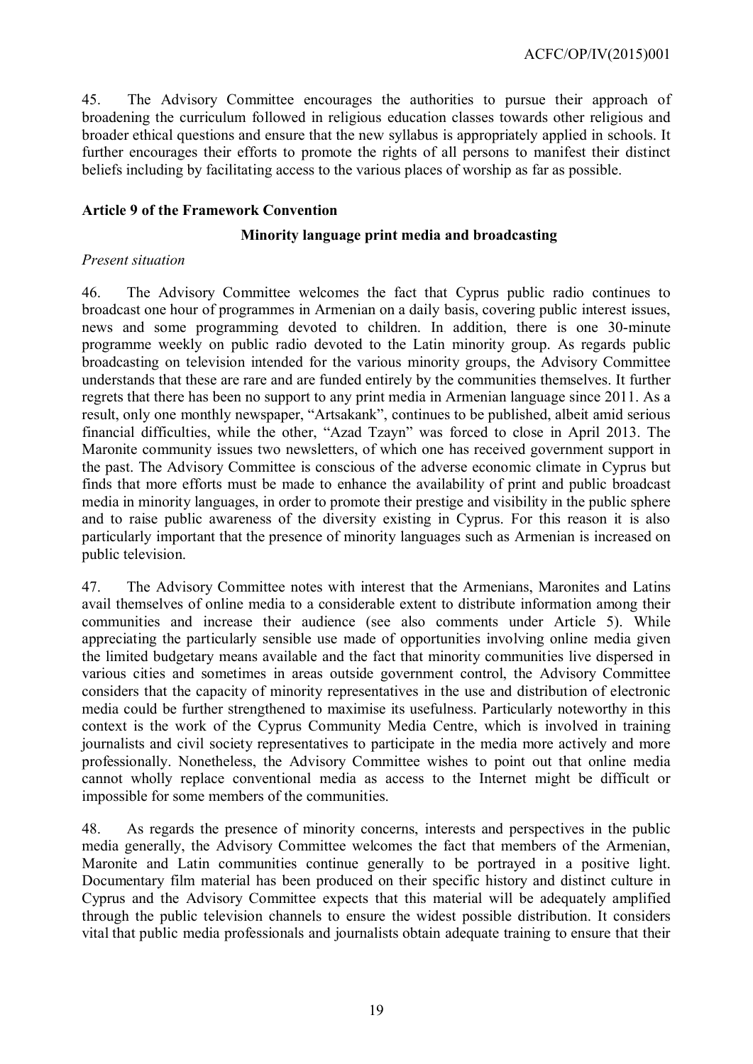45. The Advisory Committee encourages the authorities to pursue their approach of broadening the curriculum followed in religious education classes towards other religious and broader ethical questions and ensure that the new syllabus is appropriately applied in schools. It further encourages their efforts to promote the rights of all persons to manifest their distinct beliefs including by facilitating access to the various places of worship as far as possible.

**Article 9 of the Framework Convention**

**Minority language print media and broadcasting**

*Present situation*

46. The Advisory Committee welcomes the fact that Cyprus public radio continues to broadcast one hour of programmes in Armenian on a daily basis, covering public interest issues, news and some programming devoted to children. In addition, there is one 30-minute programme weekly on public radio devoted to the Latin minority group. As regards public broadcasting on television intended for the various minority groups, the Advisory Committee understands that these are rare and are funded entirely by the communities themselves. It further regrets that there has been no support to any print media in Armenian language since 2011. As a result, only one monthly newspaper, "Artsakank", continues to be published, albeit amid serious financial difficulties, while the other, "Azad Tzayn" was forced to close in April 2013. The Maronite community issues two newsletters, of which one has received government support in the past. The Advisory Committee is conscious of the adverse economic climate in Cyprus but finds that more efforts must be made to enhance the availability of print and public broadcast media in minority languages, in order to promote their prestige and visibility in the public sphere and to raise public awareness of the diversity existing in Cyprus. For this reason it is also particularly important that the presence of minority languages such as Armenian is increased on public television.

47. The Advisory Committee notes with interest that the Armenians, Maronites and Latins avail themselves of online media to a considerable extent to distribute information among their communities and increase their audience (see also comments under Article 5). While appreciating the particularly sensible use made of opportunities involving online media given the limited budgetary means available and the fact that minority communities live dispersed in various cities and sometimes in areas outside government control, the Advisory Committee considers that the capacity of minority representatives in the use and distribution of electronic media could be further strengthened to maximise its usefulness. Particularly noteworthy in this context is the work of the Cyprus Community Media Centre, which is involved in training journalists and civil society representatives to participate in the media more actively and more professionally. Nonetheless, the Advisory Committee wishes to point out that online media cannot wholly replace conventional media as access to the Internet might be difficult or impossible for some members of the communities.

48. As regards the presence of minority concerns, interests and perspectives in the public media generally, the Advisory Committee welcomes the fact that members of the Armenian, Maronite and Latin communities continue generally to be portrayed in a positive light. Documentary film material has been produced on their specific history and distinct culture in Cyprus and the Advisory Committee expects that this material will be adequately amplified through the public television channels to ensure the widest possible distribution. It considers vital that public media professionals and journalists obtain adequate training to ensure that their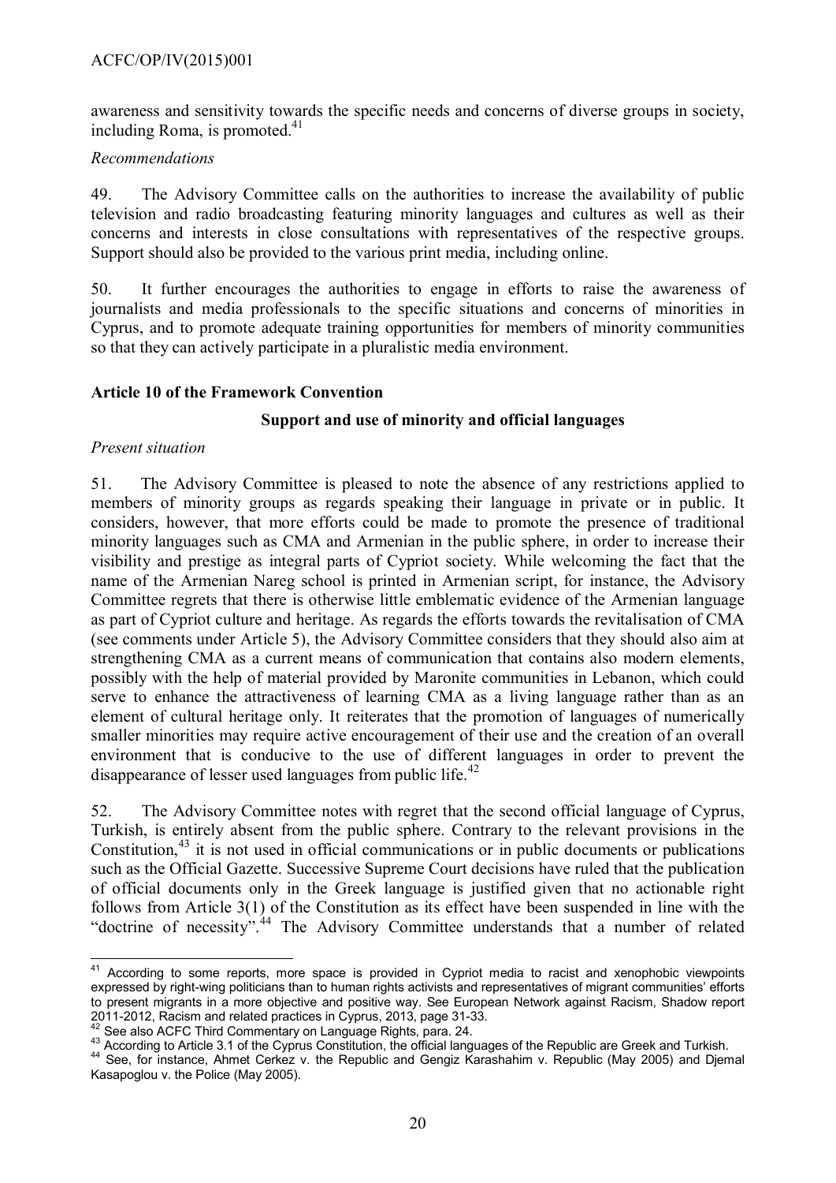awareness and sensitivity towards the specific needs and concerns of diverse groups in society, including Roma, is promoted.[41]

*Recommendations*

49. The Advisory Committee calls on the authorities to increase the availability of public television and radio broadcasting featuring minority languages and cultures as well as their concerns and interests in close consultations with representatives of the respective groups. Support should also be provided to the various print media, including online.

50. It further encourages the authorities to engage in efforts to raise the awareness of journalists and media professionals to the specific situations and concerns of minorities in Cyprus, and to promote adequate training opportunities for members of minority communities so that they can actively participate in a pluralistic media environment.

**Article 10 of the Framework Convention**

**Support and use of minority and official languages**

*Present situation*

51. The Advisory Committee is pleased to note the absence of any restrictions applied to members of minority groups as regards speaking their language in private or in public. It considers, however, that more efforts could be made to promote the presence of traditional minority languages such as CMA and Armenian in the public sphere, in order to increase their visibility and prestige as integral parts of Cypriot society. While welcoming the fact that the name of the Armenian Nareg school is printed in Armenian script, for instance, the Advisory Committee regrets that there is otherwise little emblematic evidence of the Armenian language as part of Cypriot culture and heritage. As regards the efforts towards the revitalisation of CMA (see comments under Article 5), the Advisory Committee considers that they should also aim at strengthening CMA as a current means of communication that contains also modern elements, possibly with the help of material provided by Maronite communities in Lebanon, which could serve to enhance the attractiveness of learning CMA as a living language rather than as an element of cultural heritage only. It reiterates that the promotion of languages of numerically smaller minorities may require active encouragement of their use and the creation of an overall environment that is conducive to the use of different languages in order to prevent the disappearance of lesser used languages from public life.[42]

52. The Advisory Committee notes with regret that the second official language of Cyprus, Turkish, is entirely absent from the public sphere. Contrary to the relevant provisions in the Constitution,[43] it is not used in official communications or in public documents or publications such as the Official Gazette. Successive Supreme Court decisions have ruled that the publication of official documents only in the Greek language is justified given that no actionable right follows from Article 3(1) of the Constitution as its effect have been suspended in line with the "doctrine of necessity".[44] The Advisory Committee understands that a number of related

---

[41] According to some reports, more space is provided in Cypriot media to racist and xenophobic viewpoints expressed by right-wing politicians than to human rights activists and representatives of migrant communities' efforts to present migrants in a more objective and positive way. See European Network against Racism, Shadow report 2011-2012, Racism and related practices in Cyprus, 2013, page 31-33.

[42] See also ACFC Third Commentary on Language Rights, para. 24.

[43] According to Article 3.1 of the Cyprus Constitution, the official languages of the Republic are Greek and Turkish.

[44] See, for instance, Ahmet Cerkez v. the Republic and Gengiz Karashahim v. Republic (May 2005) and Djemal Kasapoglou v. the Police (May 2005).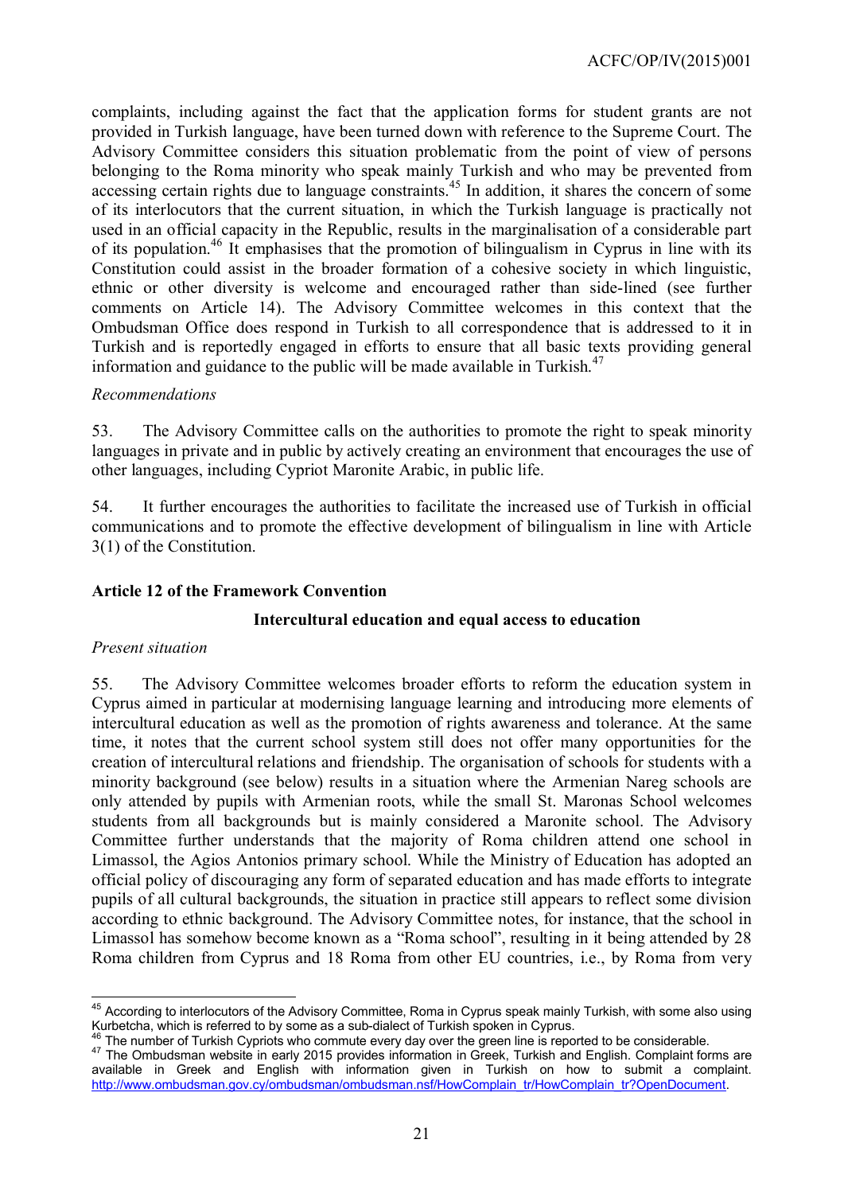complaints, including against the fact that the application forms for student grants are not provided in Turkish language, have been turned down with reference to the Supreme Court. The Advisory Committee considers this situation problematic from the point of view of persons belonging to the Roma minority who speak mainly Turkish and who may be prevented from accessing certain rights due to language constraints.[45] In addition, it shares the concern of some of its interlocutors that the current situation, in which the Turkish language is practically not used in an official capacity in the Republic, results in the marginalisation of a considerable part of its population.[46] It emphasises that the promotion of bilingualism in Cyprus in line with its Constitution could assist in the broader formation of a cohesive society in which linguistic, ethnic or other diversity is welcome and encouraged rather than side-lined (see further comments on Article 14). The Advisory Committee welcomes in this context that the Ombudsman Office does respond in Turkish to all correspondence that is addressed to it in Turkish and is reportedly engaged in efforts to ensure that all basic texts providing general information and guidance to the public will be made available in Turkish.[47]

*Recommendations*

53. The Advisory Committee calls on the authorities to promote the right to speak minority languages in private and in public by actively creating an environment that encourages the use of other languages, including Cypriot Maronite Arabic, in public life.

54. It further encourages the authorities to facilitate the increased use of Turkish in official communications and to promote the effective development of bilingualism in line with Article 3(1) of the Constitution.

### Article 12 of the Framework Convention

#### Intercultural education and equal access to education

*Present situation*

55. The Advisory Committee welcomes broader efforts to reform the education system in Cyprus aimed in particular at modernising language learning and introducing more elements of intercultural education as well as the promotion of rights awareness and tolerance. At the same time, it notes that the current school system still does not offer many opportunities for the creation of intercultural relations and friendship. The organisation of schools for students with a minority background (see below) results in a situation where the Armenian Nareg schools are only attended by pupils with Armenian roots, while the small St. Maronas School welcomes students from all backgrounds but is mainly considered a Maronite school. The Advisory Committee further understands that the majority of Roma children attend one school in Limassol, the Agios Antonios primary school. While the Ministry of Education has adopted an official policy of discouraging any form of separated education and has made efforts to integrate pupils of all cultural backgrounds, the situation in practice still appears to reflect some division according to ethnic background. The Advisory Committee notes, for instance, that the school in Limassol has somehow become known as a "Roma school", resulting in it being attended by 28 Roma children from Cyprus and 18 Roma from other EU countries, i.e., by Roma from very

---

[45] According to interlocutors of the Advisory Committee, Roma in Cyprus speak mainly Turkish, with some also using Kurbetcha, which is referred to by some as a sub-dialect of Turkish spoken in Cyprus.

[46] The number of Turkish Cypriots who commute every day over the green line is reported to be considerable.

[47] The Ombudsman website in early 2015 provides information in Greek, Turkish and English. Complaint forms are available in Greek and English with information given in Turkish on how to submit a complaint. http://www.ombudsman.gov.cy/ombudsman/ombudsman.nsf/HowComplain_tr/HowComplain_tr?OpenDocument.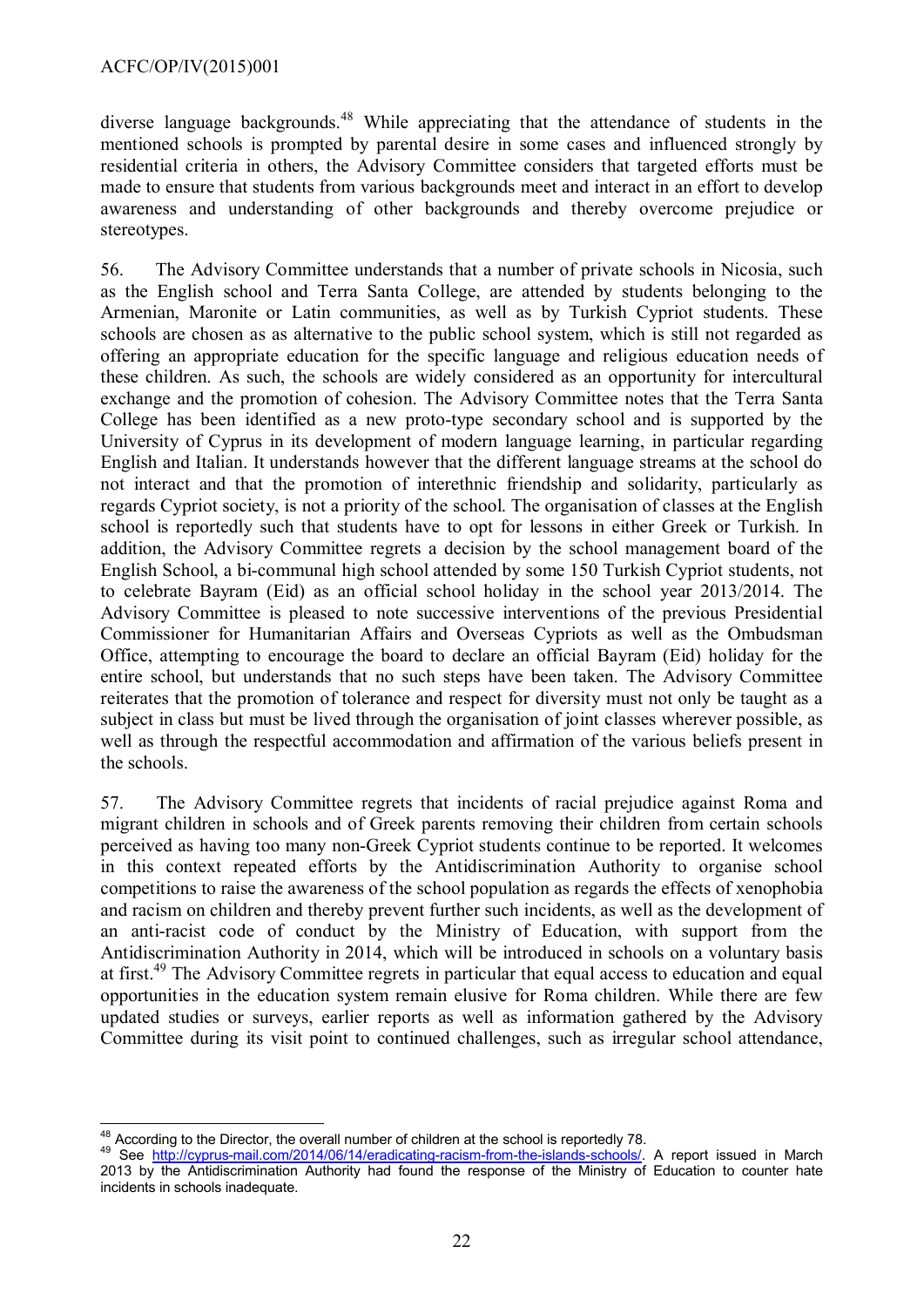diverse language backgrounds.[48] While appreciating that the attendance of students in the mentioned schools is prompted by parental desire in some cases and influenced strongly by residential criteria in others, the Advisory Committee considers that targeted efforts must be made to ensure that students from various backgrounds meet and interact in an effort to develop awareness and understanding of other backgrounds and thereby overcome prejudice or stereotypes.

56. The Advisory Committee understands that a number of private schools in Nicosia, such as the English school and Terra Santa College, are attended by students belonging to the Armenian, Maronite or Latin communities, as well as by Turkish Cypriot students. These schools are chosen as as alternative to the public school system, which is still not regarded as offering an appropriate education for the specific language and religious education needs of these children. As such, the schools are widely considered as an opportunity for intercultural exchange and the promotion of cohesion. The Advisory Committee notes that the Terra Santa College has been identified as a new proto-type secondary school and is supported by the University of Cyprus in its development of modern language learning, in particular regarding English and Italian. It understands however that the different language streams at the school do not interact and that the promotion of interethnic friendship and solidarity, particularly as regards Cypriot society, is not a priority of the school. The organisation of classes at the English school is reportedly such that students have to opt for lessons in either Greek or Turkish. In addition, the Advisory Committee regrets a decision by the school management board of the English School, a bi-communal high school attended by some 150 Turkish Cypriot students, not to celebrate Bayram (Eid) as an official school holiday in the school year 2013/2014. The Advisory Committee is pleased to note successive interventions of the previous Presidential Commissioner for Humanitarian Affairs and Overseas Cypriots as well as the Ombudsman Office, attempting to encourage the board to declare an official Bayram (Eid) holiday for the entire school, but understands that no such steps have been taken. The Advisory Committee reiterates that the promotion of tolerance and respect for diversity must not only be taught as a subject in class but must be lived through the organisation of joint classes wherever possible, as well as through the respectful accommodation and affirmation of the various beliefs present in the schools.

57. The Advisory Committee regrets that incidents of racial prejudice against Roma and migrant children in schools and of Greek parents removing their children from certain schools perceived as having too many non-Greek Cypriot students continue to be reported. It welcomes in this context repeated efforts by the Antidiscrimination Authority to organise school competitions to raise the awareness of the school population as regards the effects of xenophobia and racism on children and thereby prevent further such incidents, as well as the development of an anti-racist code of conduct by the Ministry of Education, with support from the Antidiscrimination Authority in 2014, which will be introduced in schools on a voluntary basis at first.[49] The Advisory Committee regrets in particular that equal access to education and equal opportunities in the education system remain elusive for Roma children. While there are few updated studies or surveys, earlier reports as well as information gathered by the Advisory Committee during its visit point to continued challenges, such as irregular school attendance,

---

[48] According to the Director, the overall number of children at the school is reportedly 78.

[49] See http://cyprus-mail.com/2014/06/14/eradicating-racism-from-the-islands-schools/. A report issued in March 2013 by the Antidiscrimination Authority had found the response of the Ministry of Education to counter hate incidents in schools inadequate.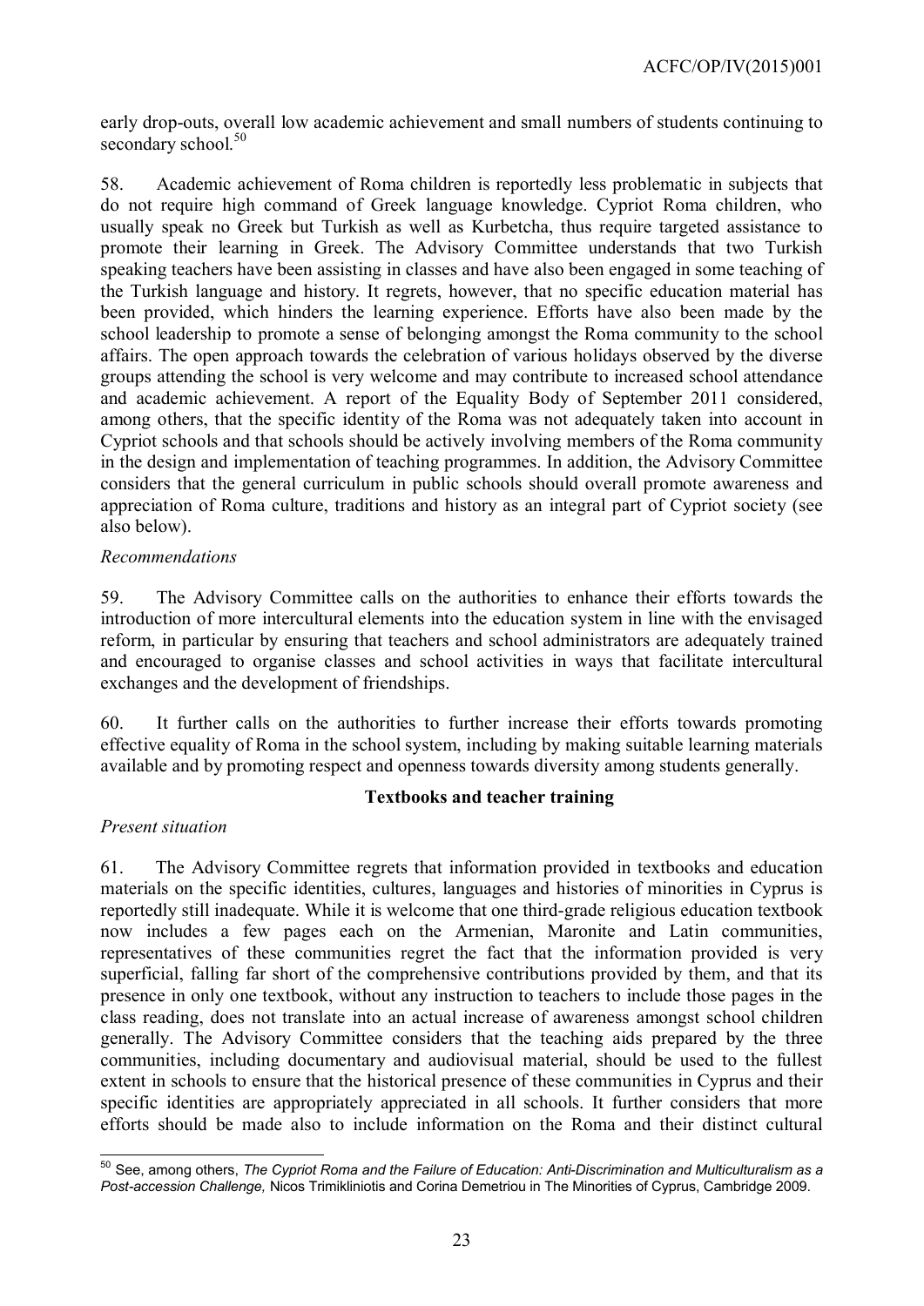early drop-outs, overall low academic achievement and small numbers of students continuing to secondary school.[50]

58. Academic achievement of Roma children is reportedly less problematic in subjects that do not require high command of Greek language knowledge. Cypriot Roma children, who usually speak no Greek but Turkish as well as Kurbetcha, thus require targeted assistance to promote their learning in Greek. The Advisory Committee understands that two Turkish speaking teachers have been assisting in classes and have also been engaged in some teaching of the Turkish language and history. It regrets, however, that no specific education material has been provided, which hinders the learning experience. Efforts have also been made by the school leadership to promote a sense of belonging amongst the Roma community to the school affairs. The open approach towards the celebration of various holidays observed by the diverse groups attending the school is very welcome and may contribute to increased school attendance and academic achievement. A report of the Equality Body of September 2011 considered, among others, that the specific identity of the Roma was not adequately taken into account in Cypriot schools and that schools should be actively involving members of the Roma community in the design and implementation of teaching programmes. In addition, the Advisory Committee considers that the general curriculum in public schools should overall promote awareness and appreciation of Roma culture, traditions and history as an integral part of Cypriot society (see also below).

*Recommendations*

59. The Advisory Committee calls on the authorities to enhance their efforts towards the introduction of more intercultural elements into the education system in line with the envisaged reform, in particular by ensuring that teachers and school administrators are adequately trained and encouraged to organise classes and school activities in ways that facilitate intercultural exchanges and the development of friendships.

60. It further calls on the authorities to further increase their efforts towards promoting effective equality of Roma in the school system, including by making suitable learning materials available and by promoting respect and openness towards diversity among students generally.

**Textbooks and teacher training**

*Present situation*

61. The Advisory Committee regrets that information provided in textbooks and education materials on the specific identities, cultures, languages and histories of minorities in Cyprus is reportedly still inadequate. While it is welcome that one third-grade religious education textbook now includes a few pages each on the Armenian, Maronite and Latin communities, representatives of these communities regret the fact that the information provided is very superficial, falling far short of the comprehensive contributions provided by them, and that its presence in only one textbook, without any instruction to teachers to include those pages in the class reading, does not translate into an actual increase of awareness amongst school children generally. The Advisory Committee considers that the teaching aids prepared by the three communities, including documentary and audiovisual material, should be used to the fullest extent in schools to ensure that the historical presence of these communities in Cyprus and their specific identities are appropriately appreciated in all schools. It further considers that more efforts should be made also to include information on the Roma and their distinct cultural

---

[50] See, among others, *The Cypriot Roma and the Failure of Education: Anti-Discrimination and Multiculturalism as a Post-accession Challenge,* Nicos Trimikliniotis and Corina Demetriou in The Minorities of Cyprus, Cambridge 2009.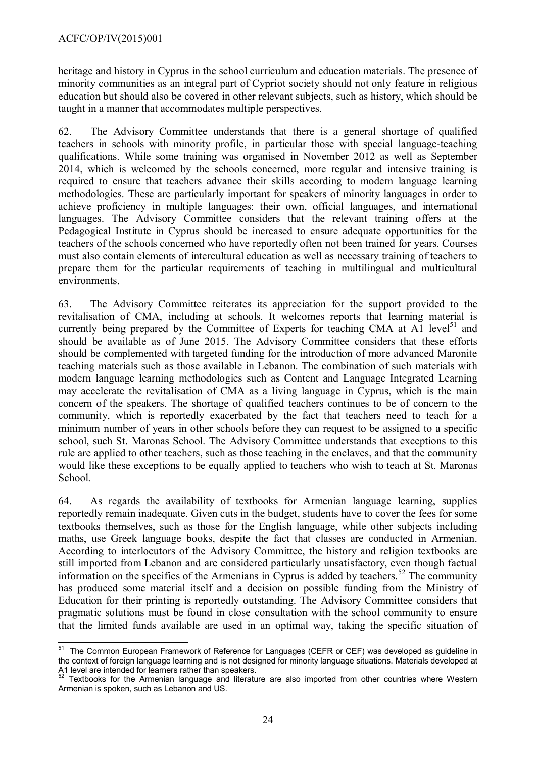heritage and history in Cyprus in the school curriculum and education materials. The presence of minority communities as an integral part of Cypriot society should not only feature in religious education but should also be covered in other relevant subjects, such as history, which should be taught in a manner that accommodates multiple perspectives.

62. The Advisory Committee understands that there is a general shortage of qualified teachers in schools with minority profile, in particular those with special language-teaching qualifications. While some training was organised in November 2012 as well as September 2014, which is welcomed by the schools concerned, more regular and intensive training is required to ensure that teachers advance their skills according to modern language learning methodologies. These are particularly important for speakers of minority languages in order to achieve proficiency in multiple languages: their own, official languages, and international languages. The Advisory Committee considers that the relevant training offers at the Pedagogical Institute in Cyprus should be increased to ensure adequate opportunities for the teachers of the schools concerned who have reportedly often not been trained for years. Courses must also contain elements of intercultural education as well as necessary training of teachers to prepare them for the particular requirements of teaching in multilingual and multicultural environments.

63. The Advisory Committee reiterates its appreciation for the support provided to the revitalisation of CMA, including at schools. It welcomes reports that learning material is currently being prepared by the Committee of Experts for teaching CMA at A1 level[51] and should be available as of June 2015. The Advisory Committee considers that these efforts should be complemented with targeted funding for the introduction of more advanced Maronite teaching materials such as those available in Lebanon. The combination of such materials with modern language learning methodologies such as Content and Language Integrated Learning may accelerate the revitalisation of CMA as a living language in Cyprus, which is the main concern of the speakers. The shortage of qualified teachers continues to be of concern to the community, which is reportedly exacerbated by the fact that teachers need to teach for a minimum number of years in other schools before they can request to be assigned to a specific school, such St. Maronas School. The Advisory Committee understands that exceptions to this rule are applied to other teachers, such as those teaching in the enclaves, and that the community would like these exceptions to be equally applied to teachers who wish to teach at St. Maronas School.

64. As regards the availability of textbooks for Armenian language learning, supplies reportedly remain inadequate. Given cuts in the budget, students have to cover the fees for some textbooks themselves, such as those for the English language, while other subjects including maths, use Greek language books, despite the fact that classes are conducted in Armenian. According to interlocutors of the Advisory Committee, the history and religion textbooks are still imported from Lebanon and are considered particularly unsatisfactory, even though factual information on the specifics of the Armenians in Cyprus is added by teachers.[52] The community has produced some material itself and a decision on possible funding from the Ministry of Education for their printing is reportedly outstanding. The Advisory Committee considers that pragmatic solutions must be found in close consultation with the school community to ensure that the limited funds available are used in an optimal way, taking the specific situation of

---

[51] The Common European Framework of Reference for Languages (CEFR or CEF) was developed as guideline in the context of foreign language learning and is not designed for minority language situations. Materials developed at A1 level are intended for learners rather than speakers.

[52] Textbooks for the Armenian language and literature are also imported from other countries where Western Armenian is spoken, such as Lebanon and US.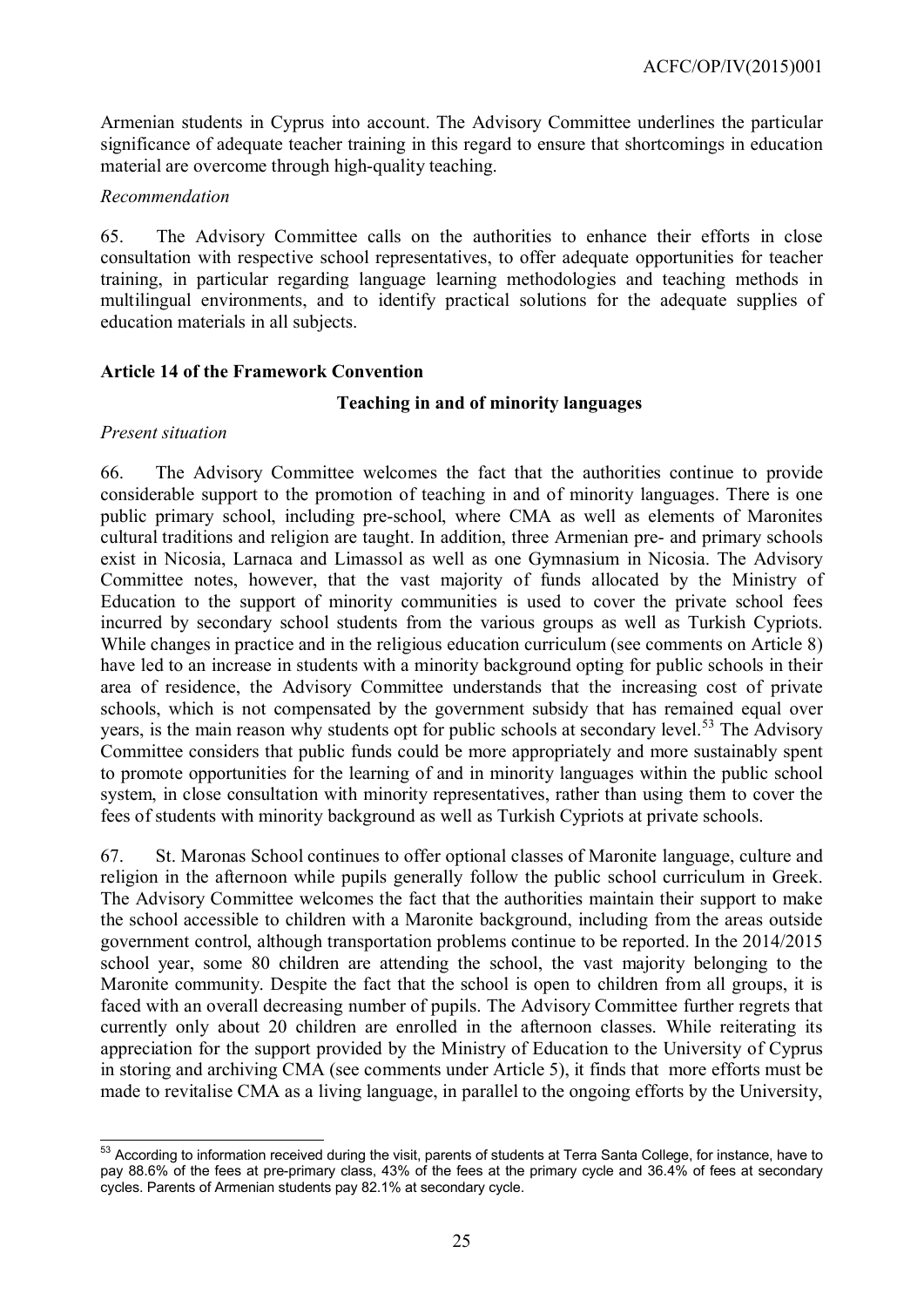Armenian students in Cyprus into account. The Advisory Committee underlines the particular significance of adequate teacher training in this regard to ensure that shortcomings in education material are overcome through high-quality teaching.

*Recommendation*

65. The Advisory Committee calls on the authorities to enhance their efforts in close consultation with respective school representatives, to offer adequate opportunities for teacher training, in particular regarding language learning methodologies and teaching methods in multilingual environments, and to identify practical solutions for the adequate supplies of education materials in all subjects.

**Article 14 of the Framework Convention**

**Teaching in and of minority languages**

*Present situation*

66. The Advisory Committee welcomes the fact that the authorities continue to provide considerable support to the promotion of teaching in and of minority languages. There is one public primary school, including pre-school, where CMA as well as elements of Maronites cultural traditions and religion are taught. In addition, three Armenian pre- and primary schools exist in Nicosia, Larnaca and Limassol as well as one Gymnasium in Nicosia. The Advisory Committee notes, however, that the vast majority of funds allocated by the Ministry of Education to the support of minority communities is used to cover the private school fees incurred by secondary school students from the various groups as well as Turkish Cypriots. While changes in practice and in the religious education curriculum (see comments on Article 8) have led to an increase in students with a minority background opting for public schools in their area of residence, the Advisory Committee understands that the increasing cost of private schools, which is not compensated by the government subsidy that has remained equal over years, is the main reason why students opt for public schools at secondary level.[53] The Advisory Committee considers that public funds could be more appropriately and more sustainably spent to promote opportunities for the learning of and in minority languages within the public school system, in close consultation with minority representatives, rather than using them to cover the fees of students with minority background as well as Turkish Cypriots at private schools.

67. St. Maronas School continues to offer optional classes of Maronite language, culture and religion in the afternoon while pupils generally follow the public school curriculum in Greek. The Advisory Committee welcomes the fact that the authorities maintain their support to make the school accessible to children with a Maronite background, including from the areas outside government control, although transportation problems continue to be reported. In the 2014/2015 school year, some 80 children are attending the school, the vast majority belonging to the Maronite community. Despite the fact that the school is open to children from all groups, it is faced with an overall decreasing number of pupils. The Advisory Committee further regrets that currently only about 20 children are enrolled in the afternoon classes. While reiterating its appreciation for the support provided by the Ministry of Education to the University of Cyprus in storing and archiving CMA (see comments under Article 5), it finds that more efforts must be made to revitalise CMA as a living language, in parallel to the ongoing efforts by the University,

---

[53] According to information received during the visit, parents of students at Terra Santa College, for instance, have to pay 88.6% of the fees at pre-primary class, 43% of the fees at the primary cycle and 36.4% of fees at secondary cycles. Parents of Armenian students pay 82.1% at secondary cycle.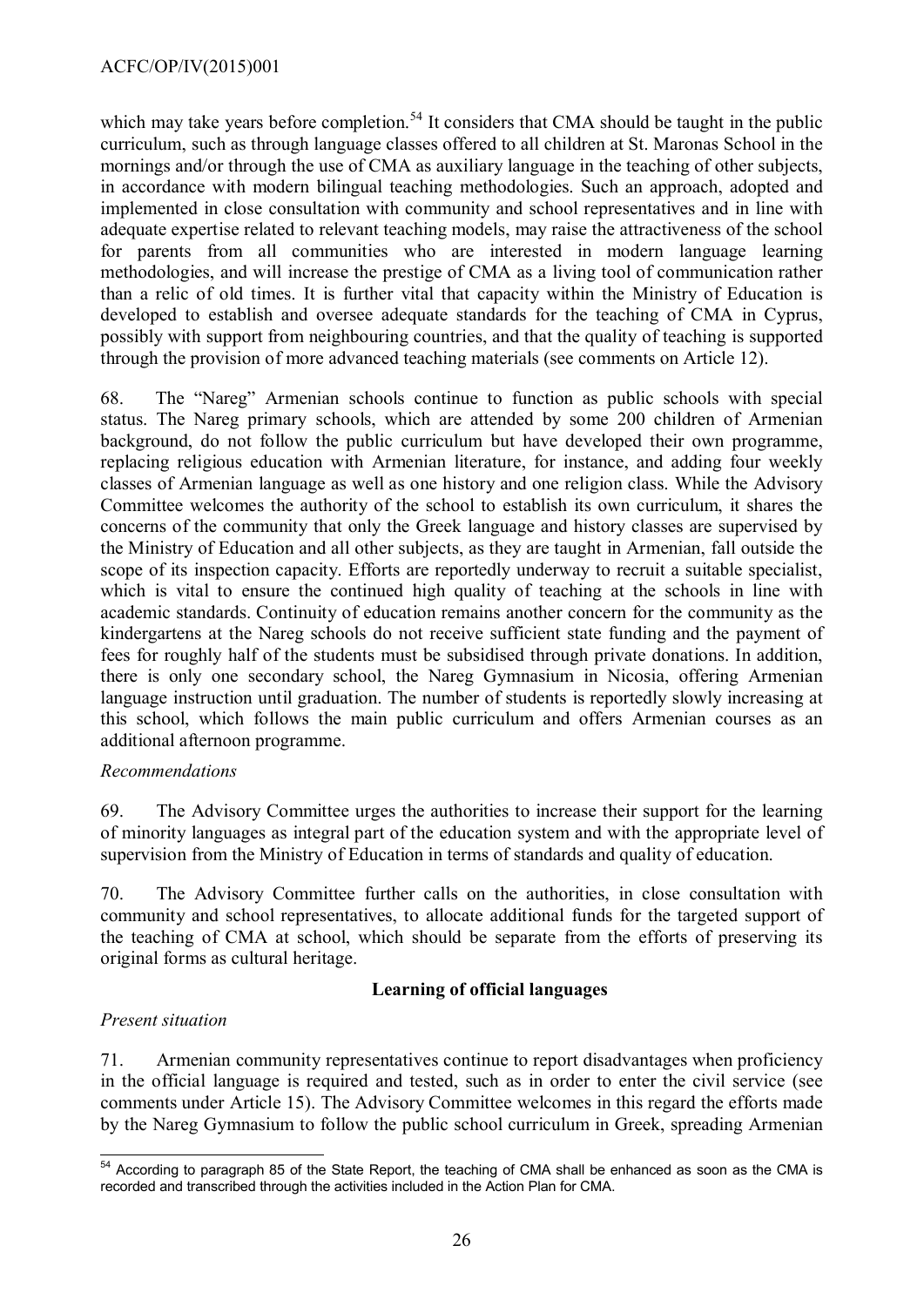which may take years before completion.[54] It considers that CMA should be taught in the public curriculum, such as through language classes offered to all children at St. Maronas School in the mornings and/or through the use of CMA as auxiliary language in the teaching of other subjects, in accordance with modern bilingual teaching methodologies. Such an approach, adopted and implemented in close consultation with community and school representatives and in line with adequate expertise related to relevant teaching models, may raise the attractiveness of the school for parents from all communities who are interested in modern language learning methodologies, and will increase the prestige of CMA as a living tool of communication rather than a relic of old times. It is further vital that capacity within the Ministry of Education is developed to establish and oversee adequate standards for the teaching of CMA in Cyprus, possibly with support from neighbouring countries, and that the quality of teaching is supported through the provision of more advanced teaching materials (see comments on Article 12).

68. The "Nareg" Armenian schools continue to function as public schools with special status. The Nareg primary schools, which are attended by some 200 children of Armenian background, do not follow the public curriculum but have developed their own programme, replacing religious education with Armenian literature, for instance, and adding four weekly classes of Armenian language as well as one history and one religion class. While the Advisory Committee welcomes the authority of the school to establish its own curriculum, it shares the concerns of the community that only the Greek language and history classes are supervised by the Ministry of Education and all other subjects, as they are taught in Armenian, fall outside the scope of its inspection capacity. Efforts are reportedly underway to recruit a suitable specialist, which is vital to ensure the continued high quality of teaching at the schools in line with academic standards. Continuity of education remains another concern for the community as the kindergartens at the Nareg schools do not receive sufficient state funding and the payment of fees for roughly half of the students must be subsidised through private donations. In addition, there is only one secondary school, the Nareg Gymnasium in Nicosia, offering Armenian language instruction until graduation. The number of students is reportedly slowly increasing at this school, which follows the main public curriculum and offers Armenian courses as an additional afternoon programme.

*Recommendations*

69. The Advisory Committee urges the authorities to increase their support for the learning of minority languages as integral part of the education system and with the appropriate level of supervision from the Ministry of Education in terms of standards and quality of education.

70. The Advisory Committee further calls on the authorities, in close consultation with community and school representatives, to allocate additional funds for the targeted support of the teaching of CMA at school, which should be separate from the efforts of preserving its original forms as cultural heritage.

**Learning of official languages**

*Present situation*

71. Armenian community representatives continue to report disadvantages when proficiency in the official language is required and tested, such as in order to enter the civil service (see comments under Article 15). The Advisory Committee welcomes in this regard the efforts made by the Nareg Gymnasium to follow the public school curriculum in Greek, spreading Armenian

---

[54] According to paragraph 85 of the State Report, the teaching of CMA shall be enhanced as soon as the CMA is recorded and transcribed through the activities included in the Action Plan for CMA.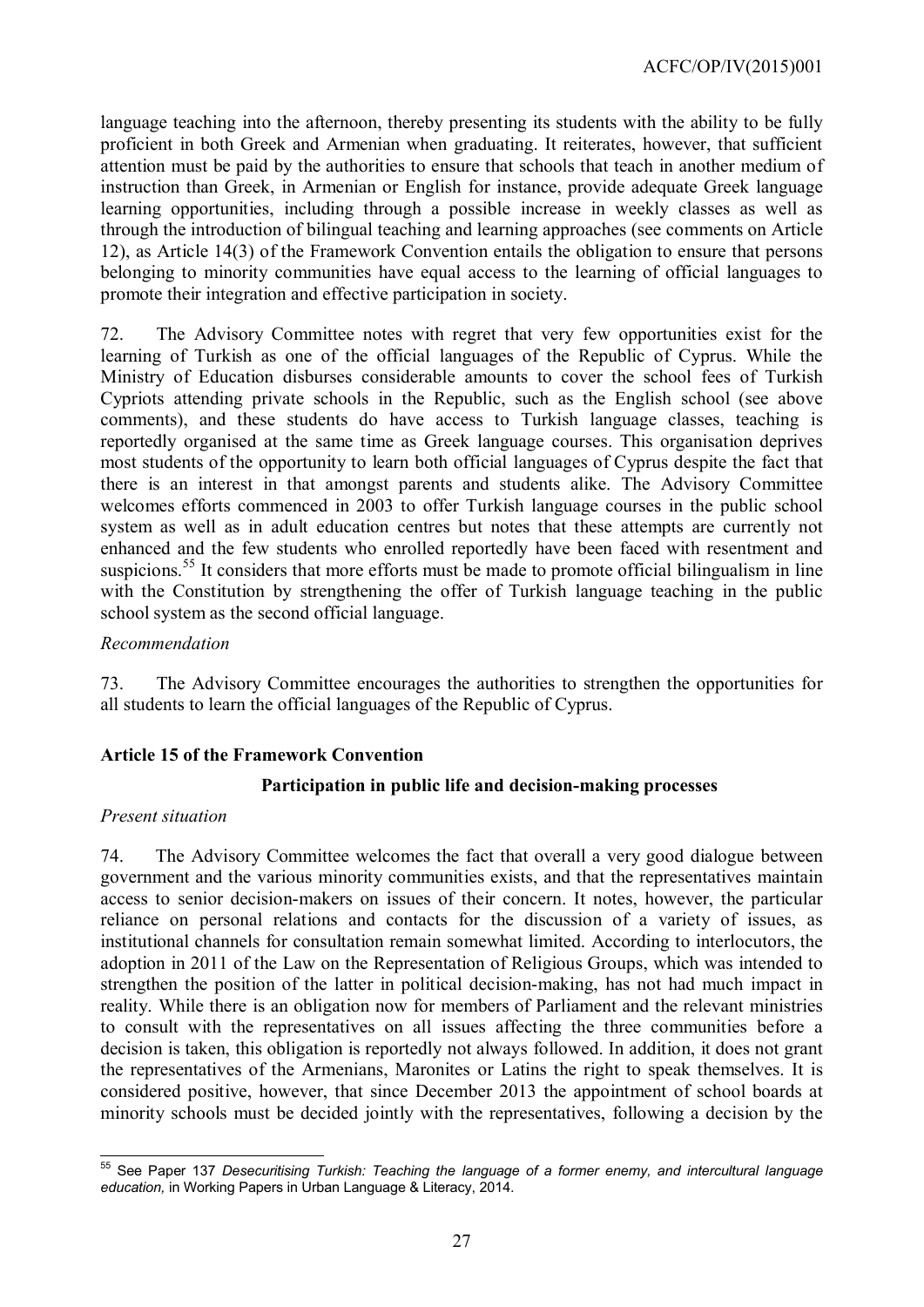language teaching into the afternoon, thereby presenting its students with the ability to be fully proficient in both Greek and Armenian when graduating. It reiterates, however, that sufficient attention must be paid by the authorities to ensure that schools that teach in another medium of instruction than Greek, in Armenian or English for instance, provide adequate Greek language learning opportunities, including through a possible increase in weekly classes as well as through the introduction of bilingual teaching and learning approaches (see comments on Article 12), as Article 14(3) of the Framework Convention entails the obligation to ensure that persons belonging to minority communities have equal access to the learning of official languages to promote their integration and effective participation in society.

72. The Advisory Committee notes with regret that very few opportunities exist for the learning of Turkish as one of the official languages of the Republic of Cyprus. While the Ministry of Education disburses considerable amounts to cover the school fees of Turkish Cypriots attending private schools in the Republic, such as the English school (see above comments), and these students do have access to Turkish language classes, teaching is reportedly organised at the same time as Greek language courses. This organisation deprives most students of the opportunity to learn both official languages of Cyprus despite the fact that there is an interest in that amongst parents and students alike. The Advisory Committee welcomes efforts commenced in 2003 to offer Turkish language courses in the public school system as well as in adult education centres but notes that these attempts are currently not enhanced and the few students who enrolled reportedly have been faced with resentment and suspicions.[55] It considers that more efforts must be made to promote official bilingualism in line with the Constitution by strengthening the offer of Turkish language teaching in the public school system as the second official language.

*Recommendation*

73. The Advisory Committee encourages the authorities to strengthen the opportunities for all students to learn the official languages of the Republic of Cyprus.

### Article 15 of the Framework Convention

#### Participation in public life and decision-making processes

*Present situation*

74. The Advisory Committee welcomes the fact that overall a very good dialogue between government and the various minority communities exists, and that the representatives maintain access to senior decision-makers on issues of their concern. It notes, however, the particular reliance on personal relations and contacts for the discussion of a variety of issues, as institutional channels for consultation remain somewhat limited. According to interlocutors, the adoption in 2011 of the Law on the Representation of Religious Groups, which was intended to strengthen the position of the latter in political decision-making, has not had much impact in reality. While there is an obligation now for members of Parliament and the relevant ministries to consult with the representatives on all issues affecting the three communities before a decision is taken, this obligation is reportedly not always followed. In addition, it does not grant the representatives of the Armenians, Maronites or Latins the right to speak themselves. It is considered positive, however, that since December 2013 the appointment of school boards at minority schools must be decided jointly with the representatives, following a decision by the

---

[55] See Paper 137 *Desecuritising Turkish: Teaching the language of a former enemy, and intercultural language education,* in Working Papers in Urban Language & Literacy, 2014.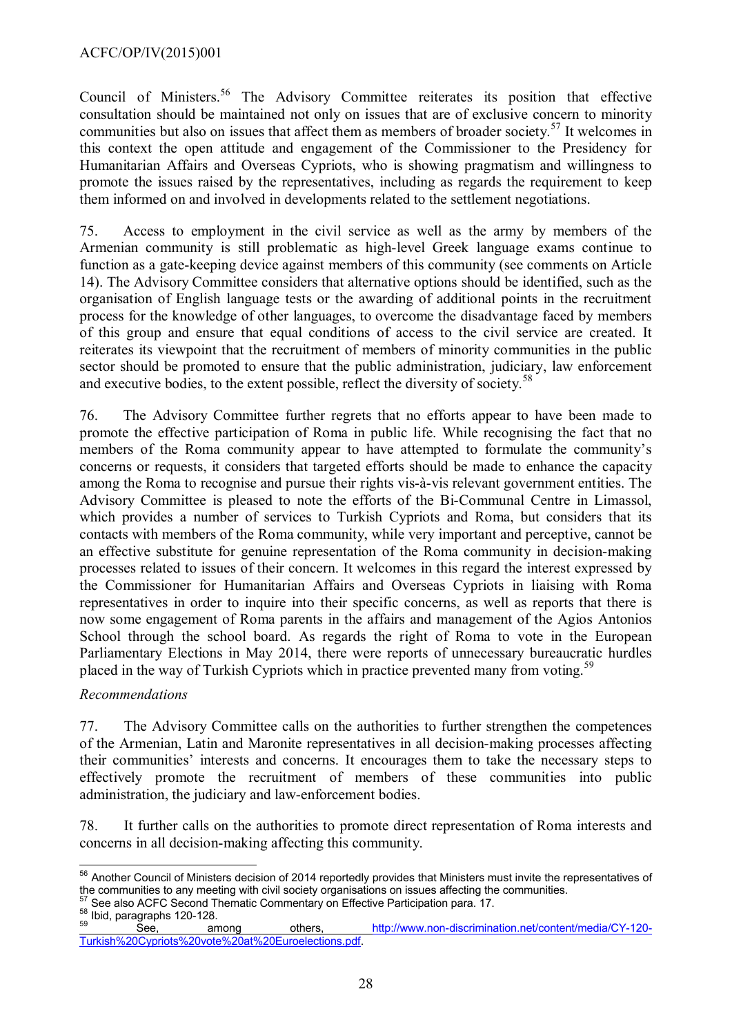Council of Ministers.[56] The Advisory Committee reiterates its position that effective consultation should be maintained not only on issues that are of exclusive concern to minority communities but also on issues that affect them as members of broader society.[57] It welcomes in this context the open attitude and engagement of the Commissioner to the Presidency for Humanitarian Affairs and Overseas Cypriots, who is showing pragmatism and willingness to promote the issues raised by the representatives, including as regards the requirement to keep them informed on and involved in developments related to the settlement negotiations.

75. Access to employment in the civil service as well as the army by members of the Armenian community is still problematic as high-level Greek language exams continue to function as a gate-keeping device against members of this community (see comments on Article 14). The Advisory Committee considers that alternative options should be identified, such as the organisation of English language tests or the awarding of additional points in the recruitment process for the knowledge of other languages, to overcome the disadvantage faced by members of this group and ensure that equal conditions of access to the civil service are created. It reiterates its viewpoint that the recruitment of members of minority communities in the public sector should be promoted to ensure that the public administration, judiciary, law enforcement and executive bodies, to the extent possible, reflect the diversity of society.[58]

76. The Advisory Committee further regrets that no efforts appear to have been made to promote the effective participation of Roma in public life. While recognising the fact that no members of the Roma community appear to have attempted to formulate the community's concerns or requests, it considers that targeted efforts should be made to enhance the capacity among the Roma to recognise and pursue their rights vis-à-vis relevant government entities. The Advisory Committee is pleased to note the efforts of the Bi-Communal Centre in Limassol, which provides a number of services to Turkish Cypriots and Roma, but considers that its contacts with members of the Roma community, while very important and perceptive, cannot be an effective substitute for genuine representation of the Roma community in decision-making processes related to issues of their concern. It welcomes in this regard the interest expressed by the Commissioner for Humanitarian Affairs and Overseas Cypriots in liaising with Roma representatives in order to inquire into their specific concerns, as well as reports that there is now some engagement of Roma parents in the affairs and management of the Agios Antonios School through the school board. As regards the right of Roma to vote in the European Parliamentary Elections in May 2014, there were reports of unnecessary bureaucratic hurdles placed in the way of Turkish Cypriots which in practice prevented many from voting.[59]

*Recommendations*

77. The Advisory Committee calls on the authorities to further strengthen the competences of the Armenian, Latin and Maronite representatives in all decision-making processes affecting their communities' interests and concerns. It encourages them to take the necessary steps to effectively promote the recruitment of members of these communities into public administration, the judiciary and law-enforcement bodies.

78. It further calls on the authorities to promote direct representation of Roma interests and concerns in all decision-making affecting this community.

---

[56] Another Council of Ministers decision of 2014 reportedly provides that Ministers must invite the representatives of the communities to any meeting with civil society organisations on issues affecting the communities.

[57] See also ACFC Second Thematic Commentary on Effective Participation para. 17.

[58] Ibid, paragraphs 120-128.

[59] See, among others, http://www.non-discrimination.net/content/media/CY-120-Turkish%20Cypriots%20vote%20at%20Euroelections.pdf.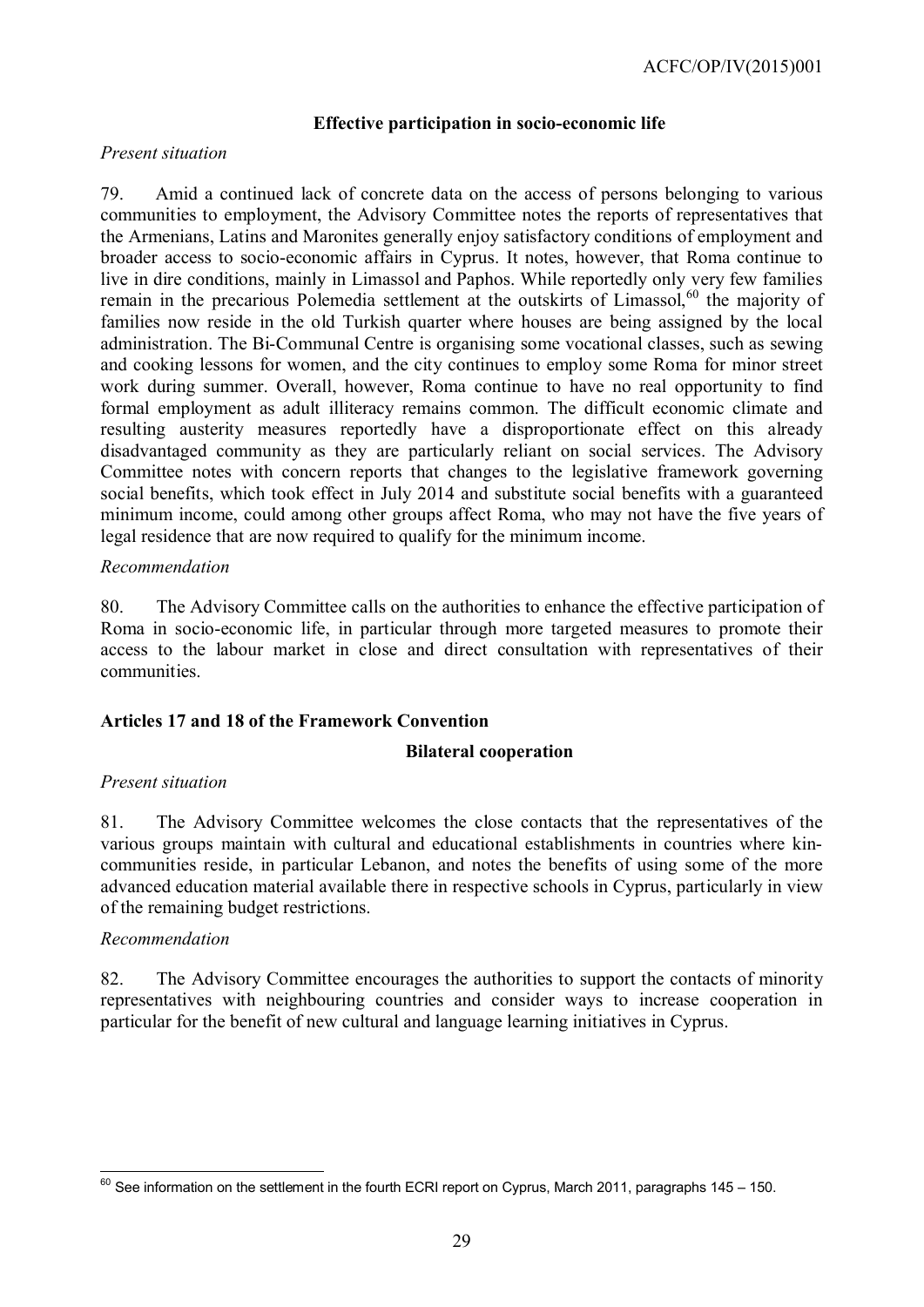### Effective participation in socio-economic life

*Present situation*

79. Amid a continued lack of concrete data on the access of persons belonging to various communities to employment, the Advisory Committee notes the reports of representatives that the Armenians, Latins and Maronites generally enjoy satisfactory conditions of employment and broader access to socio-economic affairs in Cyprus. It notes, however, that Roma continue to live in dire conditions, mainly in Limassol and Paphos. While reportedly only very few families remain in the precarious Polemedia settlement at the outskirts of Limassol,[60] the majority of families now reside in the old Turkish quarter where houses are being assigned by the local administration. The Bi-Communal Centre is organising some vocational classes, such as sewing and cooking lessons for women, and the city continues to employ some Roma for minor street work during summer. Overall, however, Roma continue to have no real opportunity to find formal employment as adult illiteracy remains common. The difficult economic climate and resulting austerity measures reportedly have a disproportionate effect on this already disadvantaged community as they are particularly reliant on social services. The Advisory Committee notes with concern reports that changes to the legislative framework governing social benefits, which took effect in July 2014 and substitute social benefits with a guaranteed minimum income, could among other groups affect Roma, who may not have the five years of legal residence that are now required to qualify for the minimum income.

*Recommendation*

80. The Advisory Committee calls on the authorities to enhance the effective participation of Roma in socio-economic life, in particular through more targeted measures to promote their access to the labour market in close and direct consultation with representatives of their communities.

## Articles 17 and 18 of the Framework Convention

### Bilateral cooperation

*Present situation*

81. The Advisory Committee welcomes the close contacts that the representatives of the various groups maintain with cultural and educational establishments in countries where kin-communities reside, in particular Lebanon, and notes the benefits of using some of the more advanced education material available there in respective schools in Cyprus, particularly in view of the remaining budget restrictions.

*Recommendation*

82. The Advisory Committee encourages the authorities to support the contacts of minority representatives with neighbouring countries and consider ways to increase cooperation in particular for the benefit of new cultural and language learning initiatives in Cyprus.

---

[60] See information on the settlement in the fourth ECRI report on Cyprus, March 2011, paragraphs 145 – 150.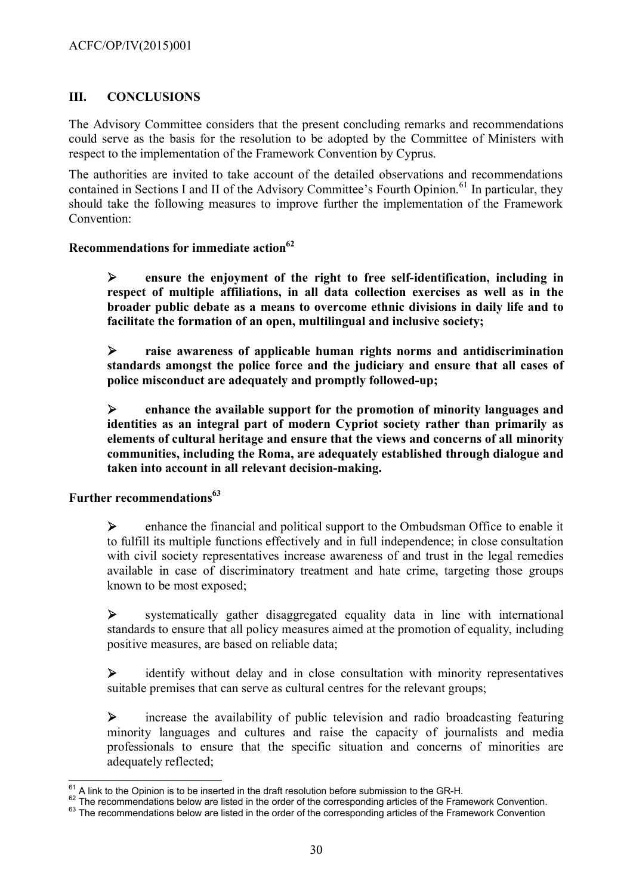## III. CONCLUSIONS

The Advisory Committee considers that the present concluding remarks and recommendations could serve as the basis for the resolution to be adopted by the Committee of Ministers with respect to the implementation of the Framework Convention by Cyprus.

The authorities are invited to take account of the detailed observations and recommendations contained in Sections I and II of the Advisory Committee's Fourth Opinion.[61] In particular, they should take the following measures to improve further the implementation of the Framework Convention:

### Recommendations for immediate action[62]

- **ensure the enjoyment of the right to free self-identification, including in respect of multiple affiliations, in all data collection exercises as well as in the broader public debate as a means to overcome ethnic divisions in daily life and to facilitate the formation of an open, multilingual and inclusive society;**

- **raise awareness of applicable human rights norms and antidiscrimination standards amongst the police force and the judiciary and ensure that all cases of police misconduct are adequately and promptly followed-up;**

- **enhance the available support for the promotion of minority languages and identities as an integral part of modern Cypriot society rather than primarily as elements of cultural heritage and ensure that the views and concerns of all minority communities, including the Roma, are adequately established through dialogue and taken into account in all relevant decision-making.**

### Further recommendations[63]

- enhance the financial and political support to the Ombudsman Office to enable it to fulfill its multiple functions effectively and in full independence; in close consultation with civil society representatives increase awareness of and trust in the legal remedies available in case of discriminatory treatment and hate crime, targeting those groups known to be most exposed;

- systematically gather disaggregated equality data in line with international standards to ensure that all policy measures aimed at the promotion of equality, including positive measures, are based on reliable data;

- identify without delay and in close consultation with minority representatives suitable premises that can serve as cultural centres for the relevant groups;

- increase the availability of public television and radio broadcasting featuring minority languages and cultures and raise the capacity of journalists and media professionals to ensure that the specific situation and concerns of minorities are adequately reflected;

---

[61] A link to the Opinion is to be inserted in the draft resolution before submission to the GR-H.

[62] The recommendations below are listed in the order of the corresponding articles of the Framework Convention.

[63] The recommendations below are listed in the order of the corresponding articles of the Framework Convention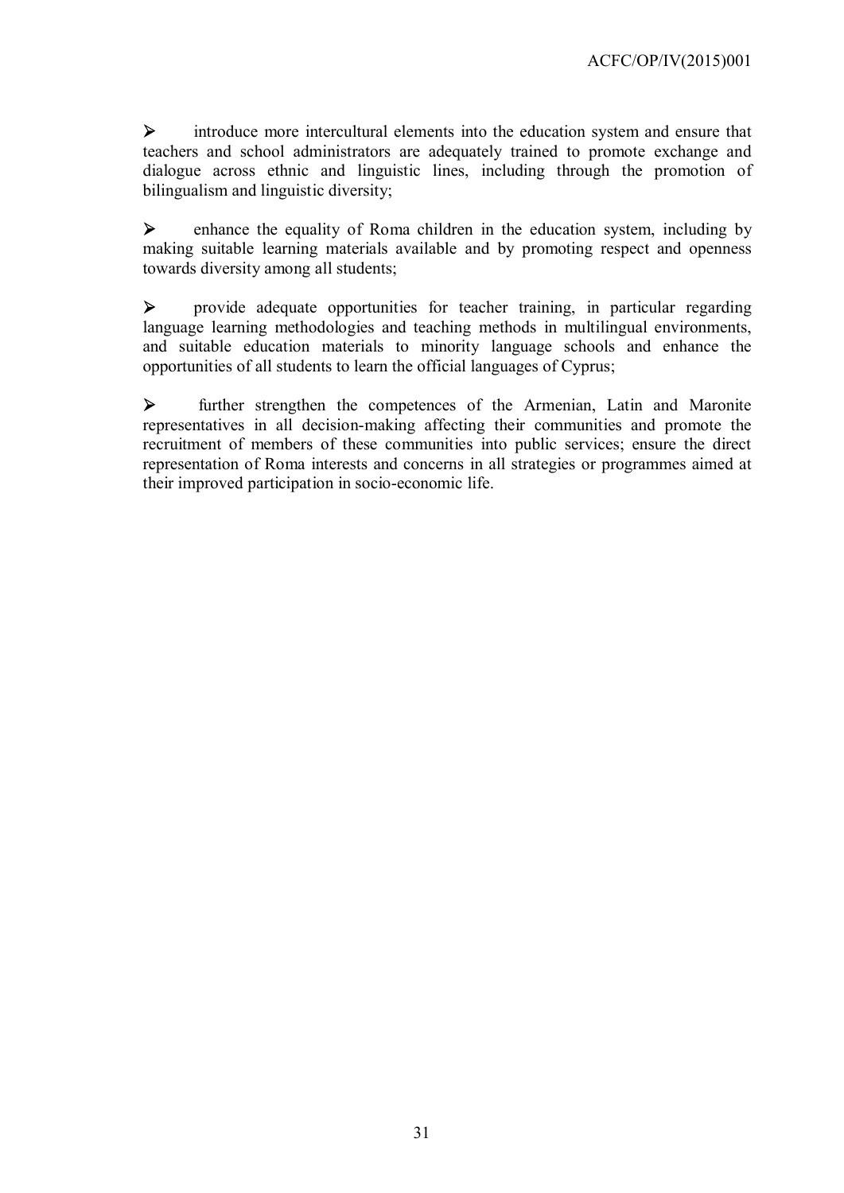- introduce more intercultural elements into the education system and ensure that teachers and school administrators are adequately trained to promote exchange and dialogue across ethnic and linguistic lines, including through the promotion of bilingualism and linguistic diversity;

- enhance the equality of Roma children in the education system, including by making suitable learning materials available and by promoting respect and openness towards diversity among all students;

- provide adequate opportunities for teacher training, in particular regarding language learning methodologies and teaching methods in multilingual environments, and suitable education materials to minority language schools and enhance the opportunities of all students to learn the official languages of Cyprus;

- further strengthen the competences of the Armenian, Latin and Maronite representatives in all decision-making affecting their communities and promote the recruitment of members of these communities into public services; ensure the direct representation of Roma interests and concerns in all strategies or programmes aimed at their improved participation in socio-economic life.